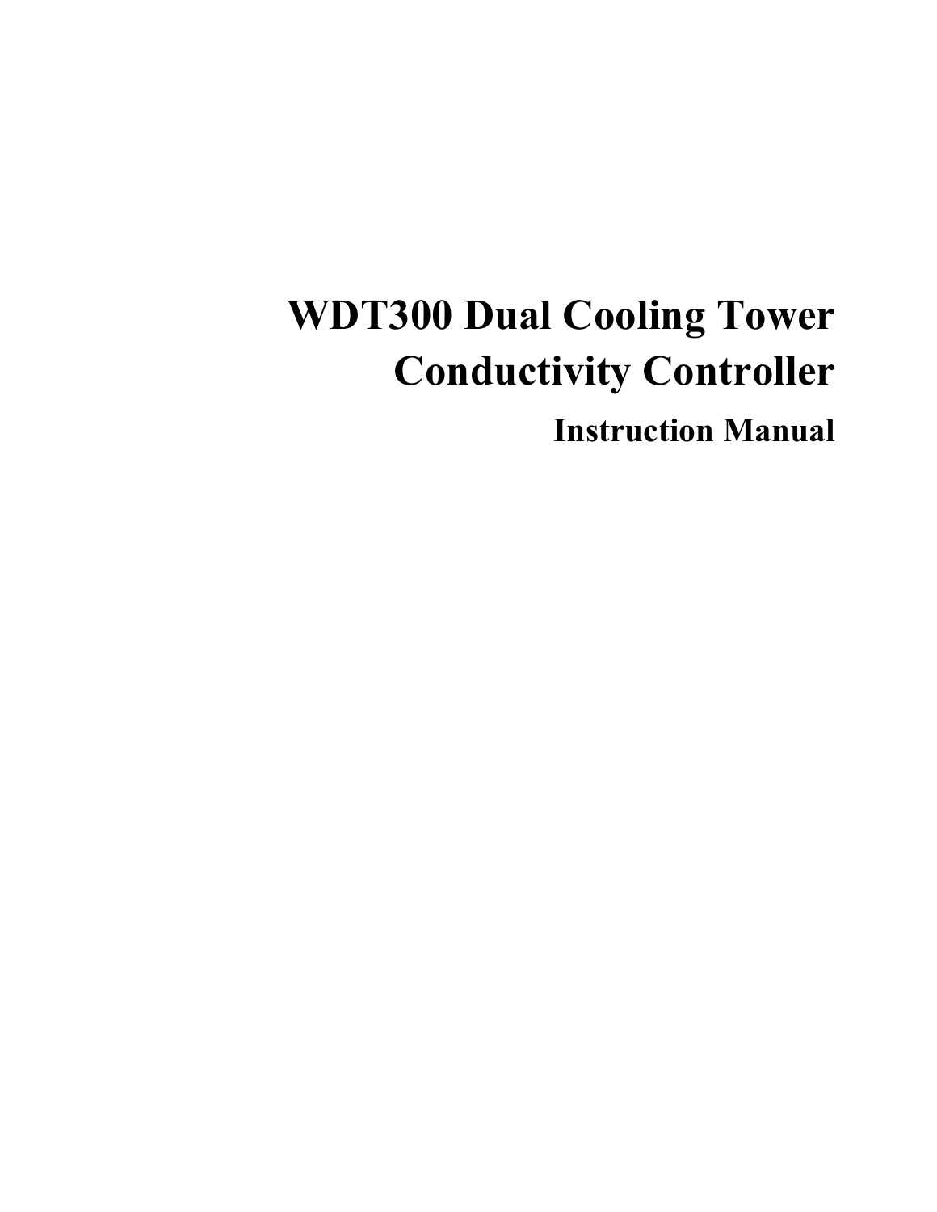# WDT300 Dual Cooling Tower Conductivity Controller

## Instruction Manual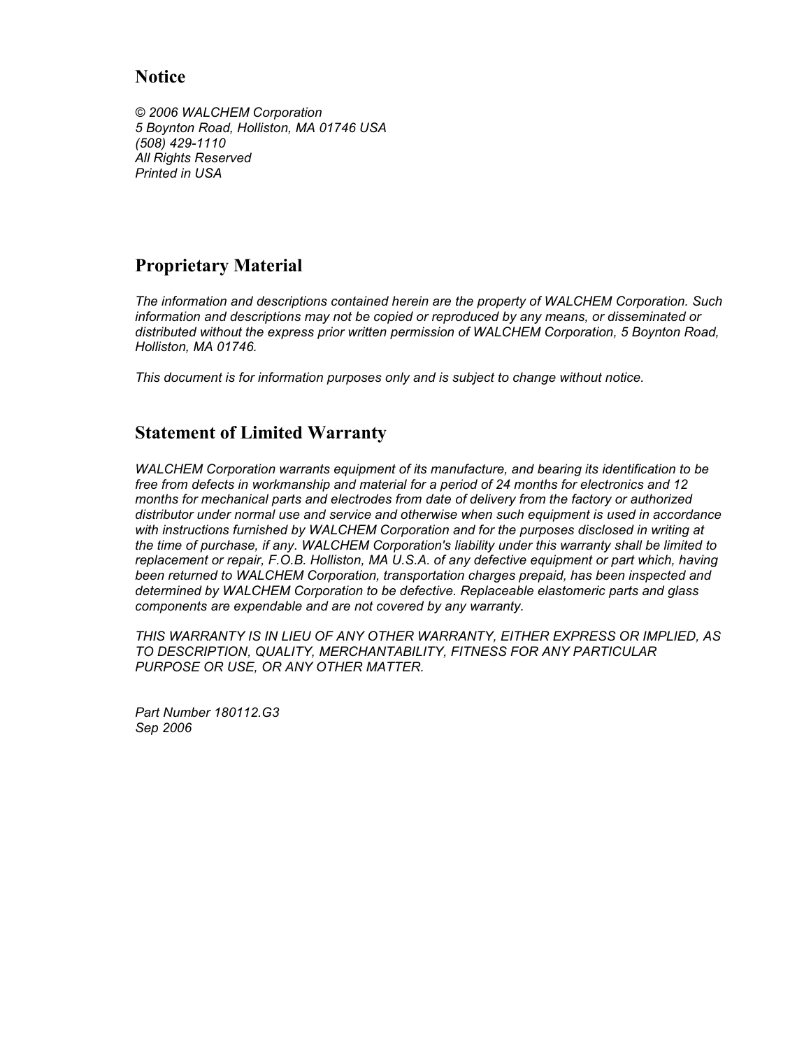## Notice

*© 2006 WALCHEM Corporation*
*5 Boynton Road, Holliston, MA 01746 USA*
*(508) 429-1110*
*All Rights Reserved*
*Printed in USA*

## Proprietary Material

*The information and descriptions contained herein are the property of WALCHEM Corporation. Such information and descriptions may not be copied or reproduced by any means, or disseminated or distributed without the express prior written permission of WALCHEM Corporation, 5 Boynton Road, Holliston, MA 01746.*

*This document is for information purposes only and is subject to change without notice.*

## Statement of Limited Warranty

*WALCHEM Corporation warrants equipment of its manufacture, and bearing its identification to be free from defects in workmanship and material for a period of 24 months for electronics and 12 months for mechanical parts and electrodes from date of delivery from the factory or authorized distributor under normal use and service and otherwise when such equipment is used in accordance with instructions furnished by WALCHEM Corporation and for the purposes disclosed in writing at the time of purchase, if any. WALCHEM Corporation's liability under this warranty shall be limited to replacement or repair, F.O.B. Holliston, MA U.S.A. of any defective equipment or part which, having been returned to WALCHEM Corporation, transportation charges prepaid, has been inspected and determined by WALCHEM Corporation to be defective. Replaceable elastomeric parts and glass components are expendable and are not covered by any warranty.*

*THIS WARRANTY IS IN LIEU OF ANY OTHER WARRANTY, EITHER EXPRESS OR IMPLIED, AS TO DESCRIPTION, QUALITY, MERCHANTABILITY, FITNESS FOR ANY PARTICULAR PURPOSE OR USE, OR ANY OTHER MATTER.*

*Part Number 180112.G3*
*Sep 2006*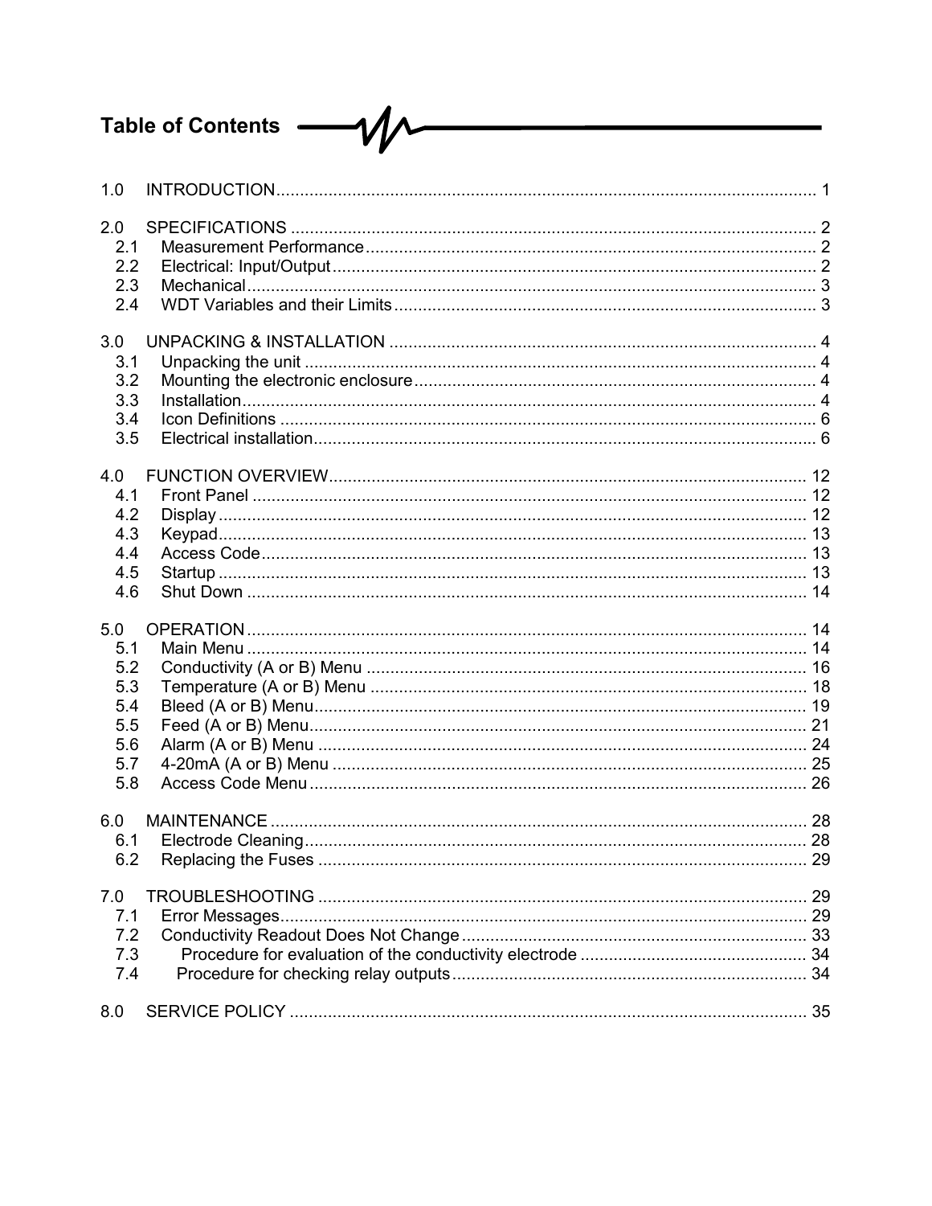# Table of Contents

| | | |
|---|---|---|
| 1.0 | INTRODUCTION | 1 |
| 2.0 | SPECIFICATIONS | 2 |
| 2.1 | Measurement Performance | 2 |
| 2.2 | Electrical: Input/Output | 2 |
| 2.3 | Mechanical | 3 |
| 2.4 | WDT Variables and their Limits | 3 |
| 3.0 | UNPACKING & INSTALLATION | 4 |
| 3.1 | Unpacking the unit | 4 |
| 3.2 | Mounting the electronic enclosure | 4 |
| 3.3 | Installation | 4 |
| 3.4 | Icon Definitions | 6 |
| 3.5 | Electrical installation | 6 |
| 4.0 | FUNCTION OVERVIEW | 12 |
| 4.1 | Front Panel | 12 |
| 4.2 | Display | 12 |
| 4.3 | Keypad | 13 |
| 4.4 | Access Code | 13 |
| 4.5 | Startup | 13 |
| 4.6 | Shut Down | 14 |
| 5.0 | OPERATION | 14 |
| 5.1 | Main Menu | 14 |
| 5.2 | Conductivity (A or B) Menu | 16 |
| 5.3 | Temperature (A or B) Menu | 18 |
| 5.4 | Bleed (A or B) Menu | 19 |
| 5.5 | Feed (A or B) Menu | 21 |
| 5.6 | Alarm (A or B) Menu | 24 |
| 5.7 | 4-20mA (A or B) Menu | 25 |
| 5.8 | Access Code Menu | 26 |
| 6.0 | MAINTENANCE | 28 |
| 6.1 | Electrode Cleaning | 28 |
| 6.2 | Replacing the Fuses | 29 |
| 7.0 | TROUBLESHOOTING | 29 |
| 7.1 | Error Messages | 29 |
| 7.2 | Conductivity Readout Does Not Change | 33 |
| 7.3 | Procedure for evaluation of the conductivity electrode | 34 |
| 7.4 | Procedure for checking relay outputs | 34 |
| 8.0 | SERVICE POLICY | 35 |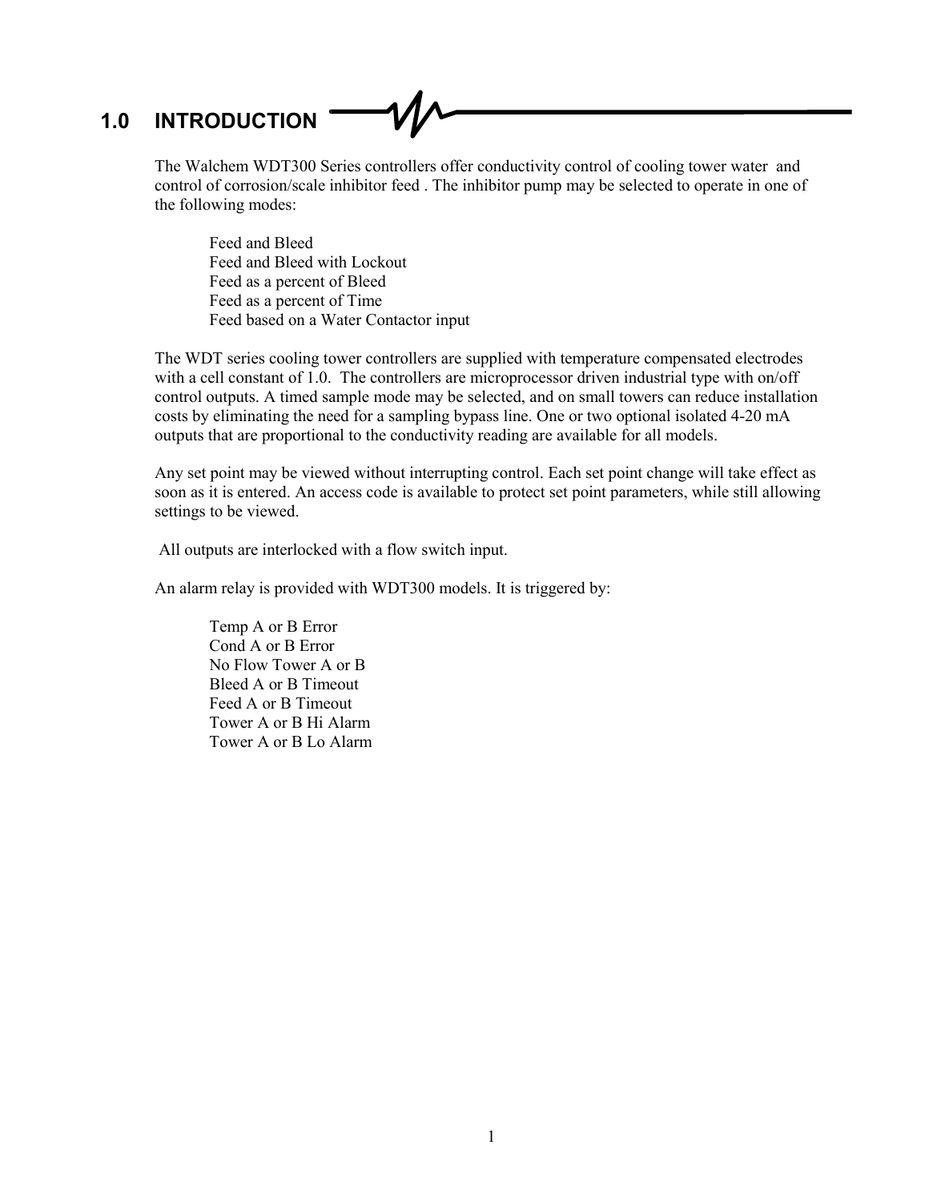# 1.0 INTRODUCTION

The Walchem WDT300 Series controllers offer conductivity control of cooling tower water and control of corrosion/scale inhibitor feed . The inhibitor pump may be selected to operate in one of the following modes:

- Feed and Bleed
- Feed and Bleed with Lockout
- Feed as a percent of Bleed
- Feed as a percent of Time
- Feed based on a Water Contactor input

The WDT series cooling tower controllers are supplied with temperature compensated electrodes with a cell constant of 1.0. The controllers are microprocessor driven industrial type with on/off control outputs. A timed sample mode may be selected, and on small towers can reduce installation costs by eliminating the need for a sampling bypass line. One or two optional isolated 4-20 mA outputs that are proportional to the conductivity reading are available for all models.

Any set point may be viewed without interrupting control. Each set point change will take effect as soon as it is entered. An access code is available to protect set point parameters, while still allowing settings to be viewed.

All outputs are interlocked with a flow switch input.

An alarm relay is provided with WDT300 models. It is triggered by:

- Temp A or B Error
- Cond A or B Error
- No Flow Tower A or B
- Bleed A or B Timeout
- Feed A or B Timeout
- Tower A or B Hi Alarm
- Tower A or B Lo Alarm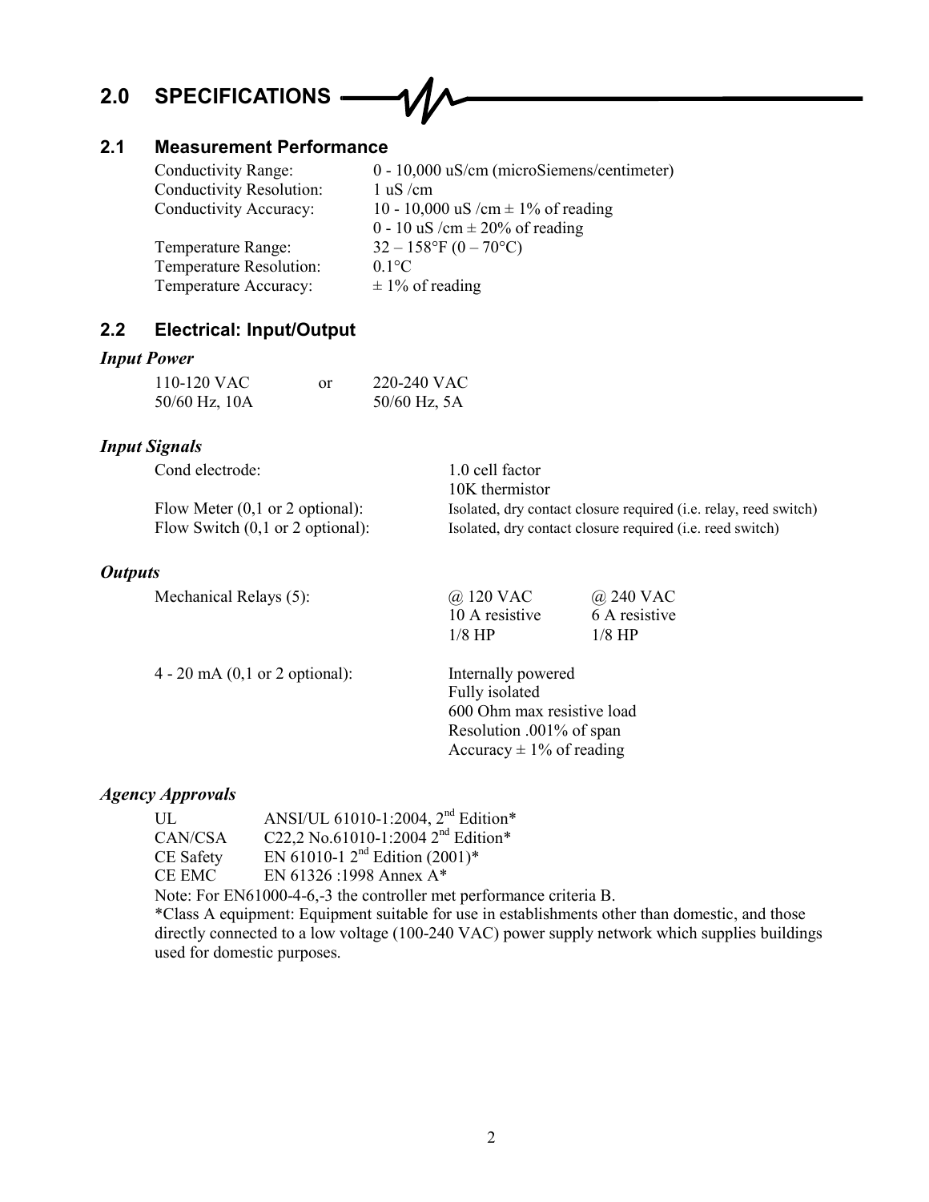# 2.0 SPECIFICATIONS

## 2.1 Measurement Performance

| | |
|---|---|
| Conductivity Range: | 0 - 10,000 uS/cm (microSiemens/centimeter) |
| Conductivity Resolution: | 1 uS /cm |
| Conductivity Accuracy: | 10 - 10,000 uS /cm ± 1% of reading |
| | 0 - 10 uS /cm ± 20% of reading |
| Temperature Range: | 32 – 158°F (0 – 70°C) |
| Temperature Resolution: | 0.1°C |
| Temperature Accuracy: | ± 1% of reading |

## 2.2 Electrical: Input/Output

### *Input Power*

| | | |
|---|---|---|
| 110-120 VAC | or | 220-240 VAC |
| 50/60 Hz, 10A | | 50/60 Hz, 5A |

### *Input Signals*

| | |
|---|---|
| Cond electrode: | 1.0 cell factor |
| | 10K thermistor |
| Flow Meter (0,1 or 2 optional): | Isolated, dry contact closure required (i.e. relay, reed switch) |
| Flow Switch (0,1 or 2 optional): | Isolated, dry contact closure required (i.e. reed switch) |

### *Outputs*

| | | |
|---|---|---|
| Mechanical Relays (5): | @ 120 VAC | @ 240 VAC |
| | 10 A resistive | 6 A resistive |
| | 1/8 HP | 1/8 HP |

4 - 20 mA (0,1 or 2 optional):
- Internally powered
- Fully isolated
- 600 Ohm max resistive load
- Resolution .001% of span
- Accuracy ± 1% of reading

### *Agency Approvals*

| | |
|---|---|
| UL | ANSI/UL 61010-1:2004, 2nd Edition* |
| CAN/CSA | C22,2 No.61010-1:2004 2nd Edition* |
| CE Safety | EN 61010-1 2nd Edition (2001)* |
| CE EMC | EN 61326 :1998 Annex A* |

Note: For EN61000-4-6,-3 the controller met performance criteria B.

*Class A equipment: Equipment suitable for use in establishments other than domestic, and those directly connected to a low voltage (100-240 VAC) power supply network which supplies buildings used for domestic purposes.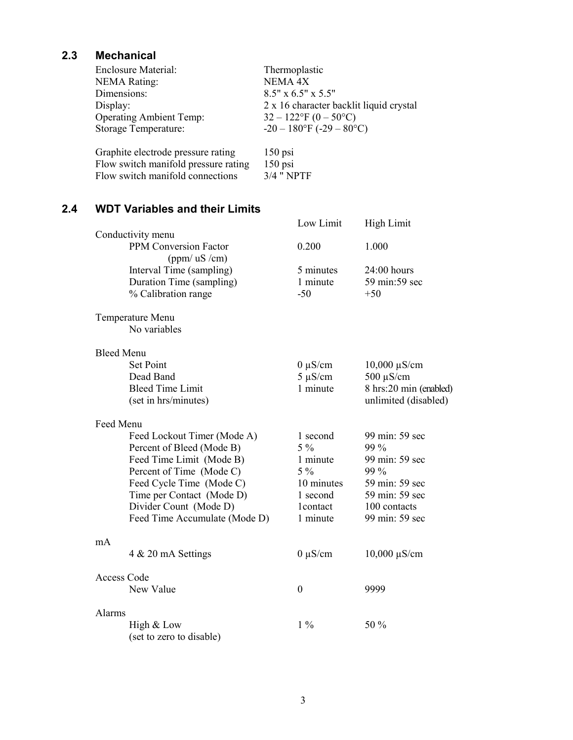## 2.3 Mechanical

| | |
|---|---|
| Enclosure Material: | Thermoplastic |
| NEMA Rating: | NEMA 4X |
| Dimensions: | 8.5" x 6.5" x 5.5" |
| Display: | 2 x 16 character backlit liquid crystal |
| Operating Ambient Temp: | 32 – 122°F (0 – 50°C) |
| Storage Temperature: | -20 – 180°F (-29 – 80°C) |
| Graphite electrode pressure rating | 150 psi |
| Flow switch manifold pressure rating | 150 psi |
| Flow switch manifold connections | 3/4 " NPTF |

## 2.4 WDT Variables and their Limits

| | Low Limit | High Limit |
|---|---|---|
| **Conductivity menu** | | |
| PPM Conversion Factor (ppm/ uS /cm) | 0.200 | 1.000 |
| Interval Time (sampling) | 5 minutes | 24:00 hours |
| Duration Time (sampling) | 1 minute | 59 min:59 sec |
| % Calibration range | -50 | +50 |
| **Temperature Menu** | | |
| No variables | | |
| **Bleed Menu** | | |
| Set Point | 0 µS/cm | 10,000 µS/cm |
| Dead Band | 5 µS/cm | 500 µS/cm |
| Bleed Time Limit (set in hrs/minutes) | 1 minute | 8 hrs:20 min (enabled) unlimited (disabled) |
| **Feed Menu** | | |
| Feed Lockout Timer (Mode A) | 1 second | 99 min: 59 sec |
| Percent of Bleed (Mode B) | 5 % | 99 % |
| Feed Time Limit (Mode B) | 1 minute | 99 min: 59 sec |
| Percent of Time (Mode C) | 5 % | 99 % |
| Feed Cycle Time (Mode C) | 10 minutes | 59 min: 59 sec |
| Time per Contact (Mode D) | 1 second | 59 min: 59 sec |
| Divider Count (Mode D) | 1contact | 100 contacts |
| Feed Time Accumulate (Mode D) | 1 minute | 99 min: 59 sec |
| **mA** | | |
| 4 & 20 mA Settings | 0 µS/cm | 10,000 µS/cm |
| **Access Code** | | |
| New Value | 0 | 9999 |
| **Alarms** | | |
| High & Low (set to zero to disable) | 1 % | 50 % |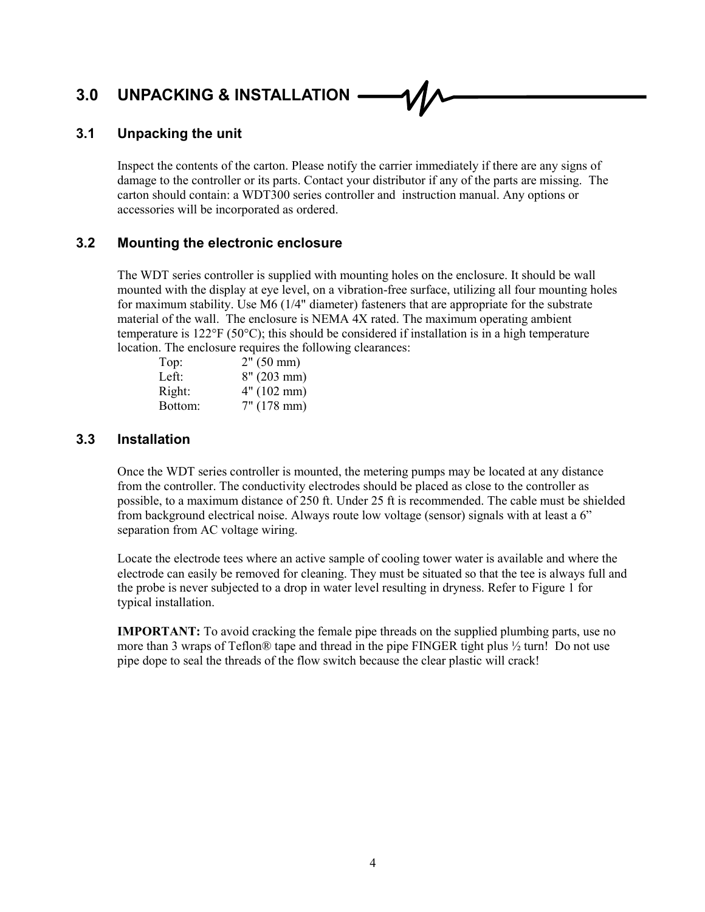# 3.0 UNPACKING & INSTALLATION

## 3.1 Unpacking the unit

Inspect the contents of the carton. Please notify the carrier immediately if there are any signs of damage to the controller or its parts. Contact your distributor if any of the parts are missing. The carton should contain: a WDT300 series controller and instruction manual. Any options or accessories will be incorporated as ordered.

## 3.2 Mounting the electronic enclosure

The WDT series controller is supplied with mounting holes on the enclosure. It should be wall mounted with the display at eye level, on a vibration-free surface, utilizing all four mounting holes for maximum stability. Use M6 (1/4" diameter) fasteners that are appropriate for the substrate material of the wall. The enclosure is NEMA 4X rated. The maximum operating ambient temperature is 122°F (50°C); this should be considered if installation is in a high temperature location. The enclosure requires the following clearances:

| | |
|---|---|
| Top: | 2" (50 mm) |
| Left: | 8" (203 mm) |
| Right: | 4" (102 mm) |
| Bottom: | 7" (178 mm) |

## 3.3 Installation

Once the WDT series controller is mounted, the metering pumps may be located at any distance from the controller. The conductivity electrodes should be placed as close to the controller as possible, to a maximum distance of 250 ft. Under 25 ft is recommended. The cable must be shielded from background electrical noise. Always route low voltage (sensor) signals with at least a 6" separation from AC voltage wiring.

Locate the electrode tees where an active sample of cooling tower water is available and where the electrode can easily be removed for cleaning. They must be situated so that the tee is always full and the probe is never subjected to a drop in water level resulting in dryness. Refer to Figure 1 for typical installation.

**IMPORTANT:** To avoid cracking the female pipe threads on the supplied plumbing parts, use no more than 3 wraps of Teflon® tape and thread in the pipe FINGER tight plus ½ turn! Do not use pipe dope to seal the threads of the flow switch because the clear plastic will crack!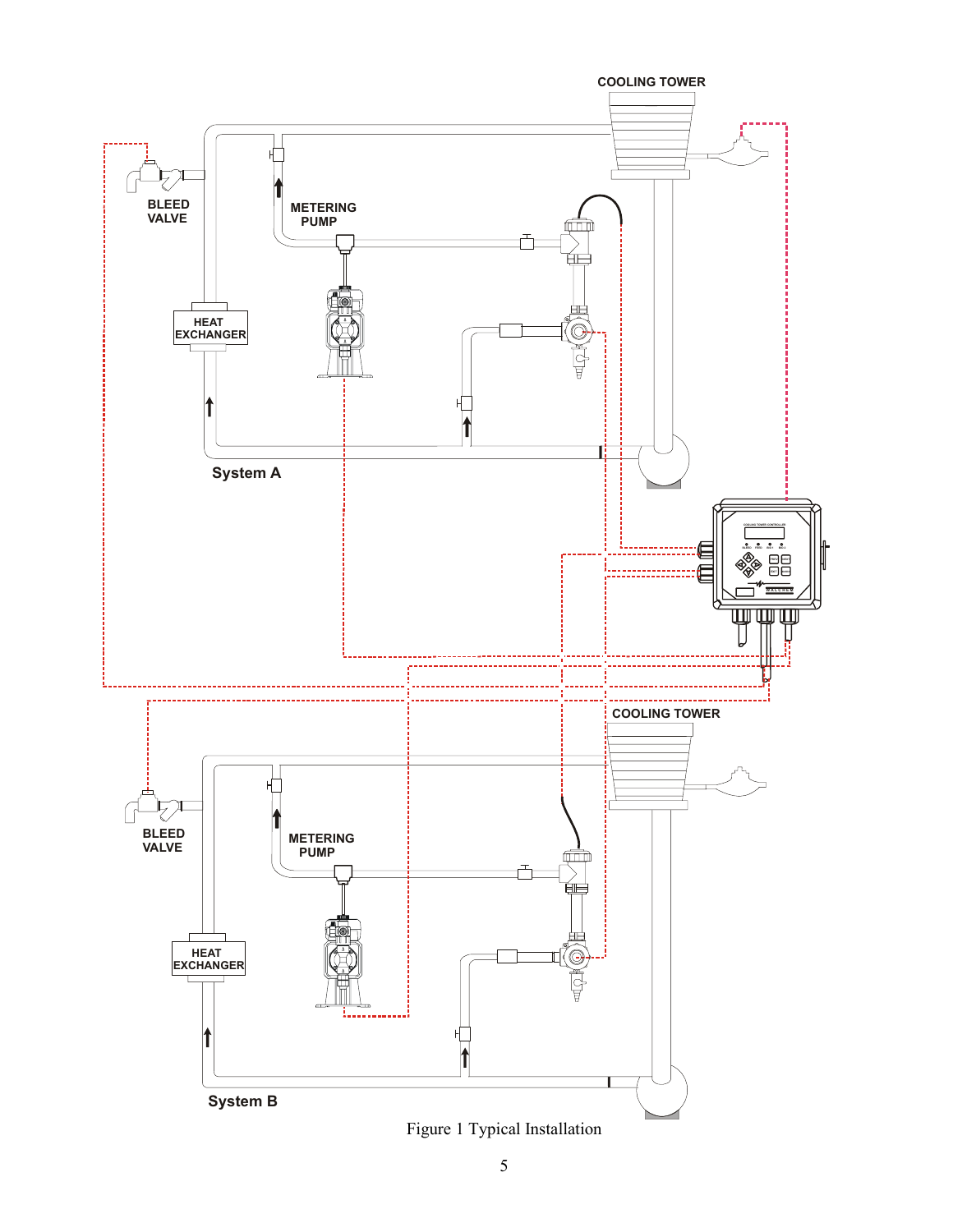COOLING TOWER

BLEED VALVE

METERING PUMP

HEAT EXCHANGER

System A

COOLING TOWER

BLEED VALVE

METERING PUMP

HEAT EXCHANGER

System B

Figure 1 Typical Installation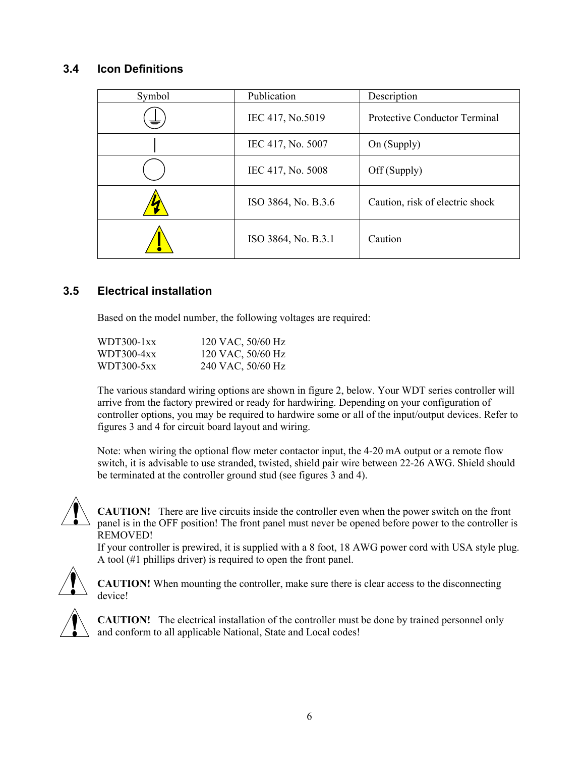### 3.4 Icon Definitions

| Symbol | Publication | Description |
|---|---|---|
| ⏚ | IEC 417, No.5019 | Protective Conductor Terminal |
| \| | IEC 417, No. 5007 | On (Supply) |
| ◯ | IEC 417, No. 5008 | Off (Supply) |
| ⚡ | ISO 3864, No. B.3.6 | Caution, risk of electric shock |
| ⚠ | ISO 3864, No. B.3.1 | Caution |

### 3.5 Electrical installation

Based on the model number, the following voltages are required:

| | |
|---|---|
| WDT300-1xx | 120 VAC, 50/60 Hz |
| WDT300-4xx | 120 VAC, 50/60 Hz |
| WDT300-5xx | 240 VAC, 50/60 Hz |

The various standard wiring options are shown in figure 2, below. Your WDT series controller will arrive from the factory prewired or ready for hardwiring. Depending on your configuration of controller options, you may be required to hardwire some or all of the input/output devices. Refer to figures 3 and 4 for circuit board layout and wiring.

Note: when wiring the optional flow meter contactor input, the 4-20 mA output or a remote flow switch, it is advisable to use stranded, twisted, shield pair wire between 22-26 AWG. Shield should be terminated at the controller ground stud (see figures 3 and 4).

**CAUTION!** There are live circuits inside the controller even when the power switch on the front panel is in the OFF position! The front panel must never be opened before power to the controller is REMOVED!
If your controller is prewired, it is supplied with a 8 foot, 18 AWG power cord with USA style plug. A tool (#1 phillips driver) is required to open the front panel.

**CAUTION!** When mounting the controller, make sure there is clear access to the disconnecting device!

**CAUTION!** The electrical installation of the controller must be done by trained personnel only and conform to all applicable National, State and Local codes!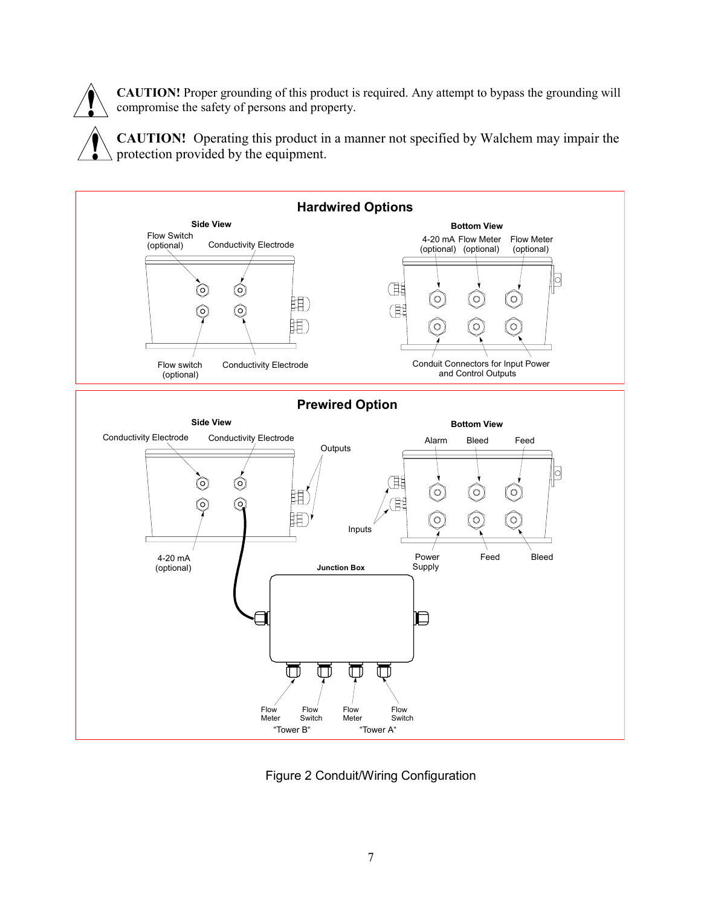**CAUTION!** Proper grounding of this product is required. Any attempt to bypass the grounding will compromise the safety of persons and property.

**CAUTION!** Operating this product in a manner not specified by Walchem may impair the protection provided by the equipment.

**Hardwired Options**

Side View: Flow Switch (optional), Conductivity Electrode, Flow switch (optional), Conductivity Electrode

Bottom View: 4-20 mA (optional), Flow Meter (optional), Flow Meter (optional), Conduit Connectors for Input Power and Control Outputs

**Prewired Option**

Side View: Conductivity Electrode, Conductivity Electrode, Outputs, Inputs, 4-20 mA (optional)

Bottom View: Alarm, Bleed, Feed, Power Supply, Feed, Bleed

Junction Box: Flow Meter, Flow Switch "Tower B"; Flow Meter, Flow Switch "Tower A"

Figure 2 Conduit/Wiring Configuration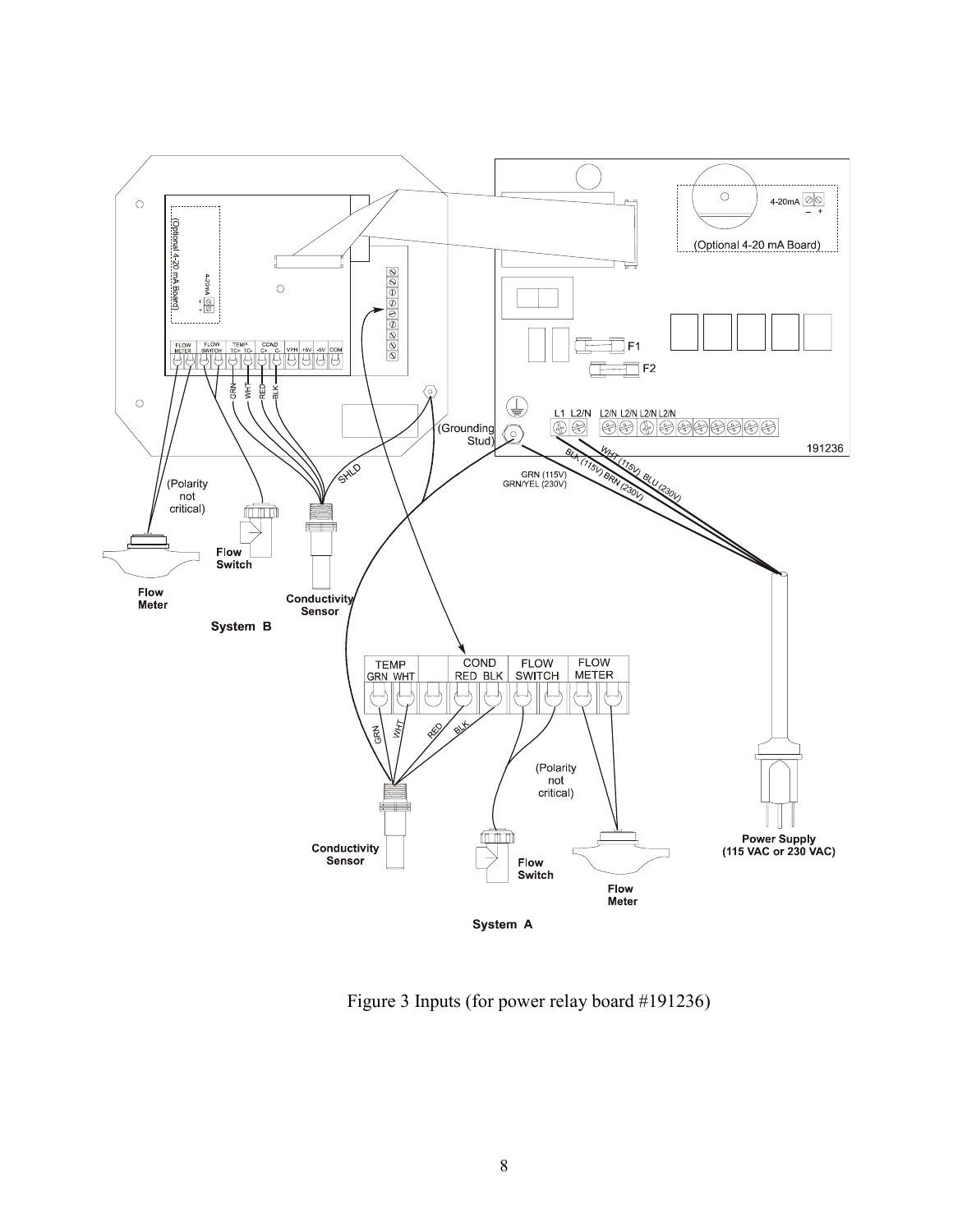Figure 3 Inputs (for power relay board #191236)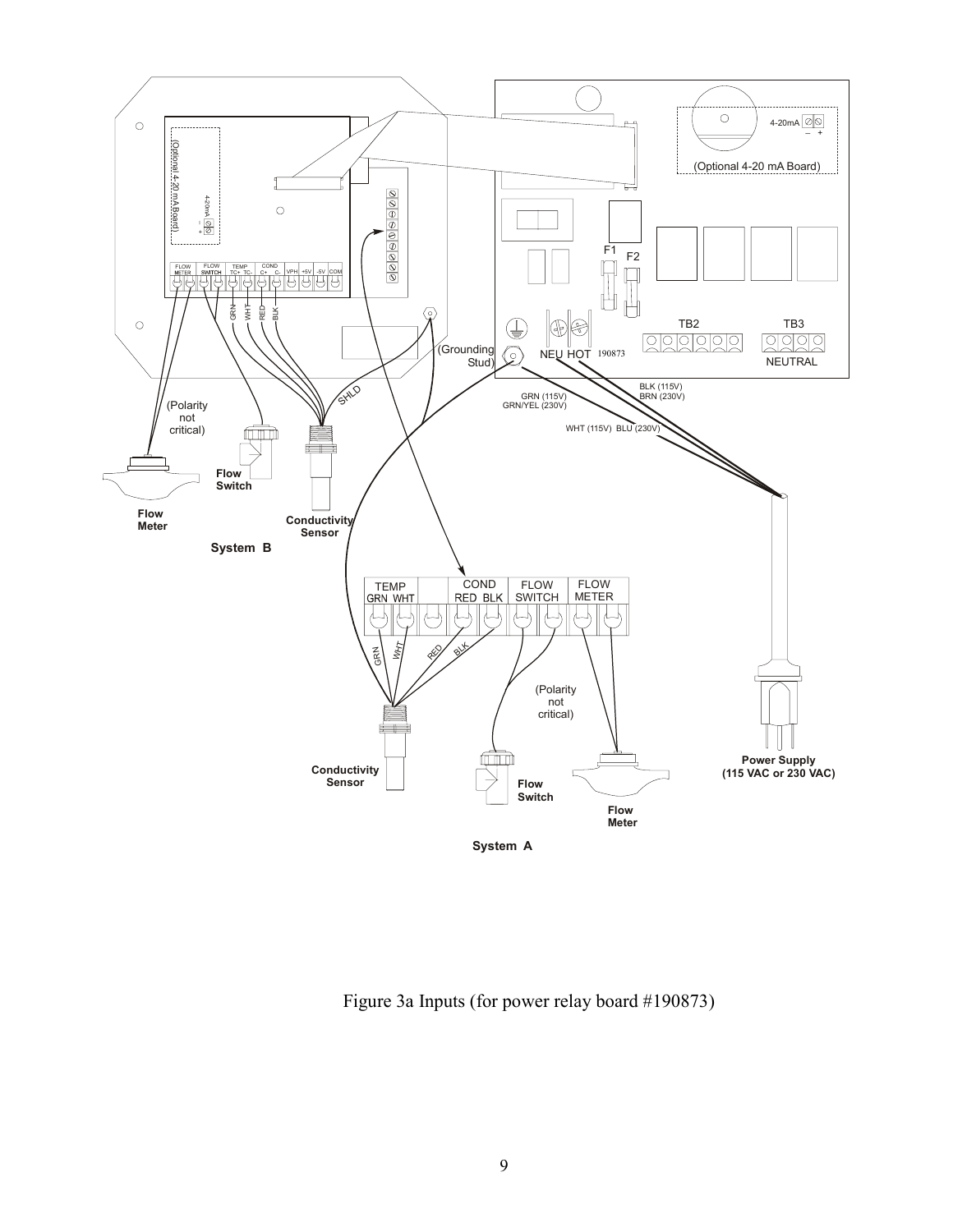Figure 3a Inputs (for power relay board #190873)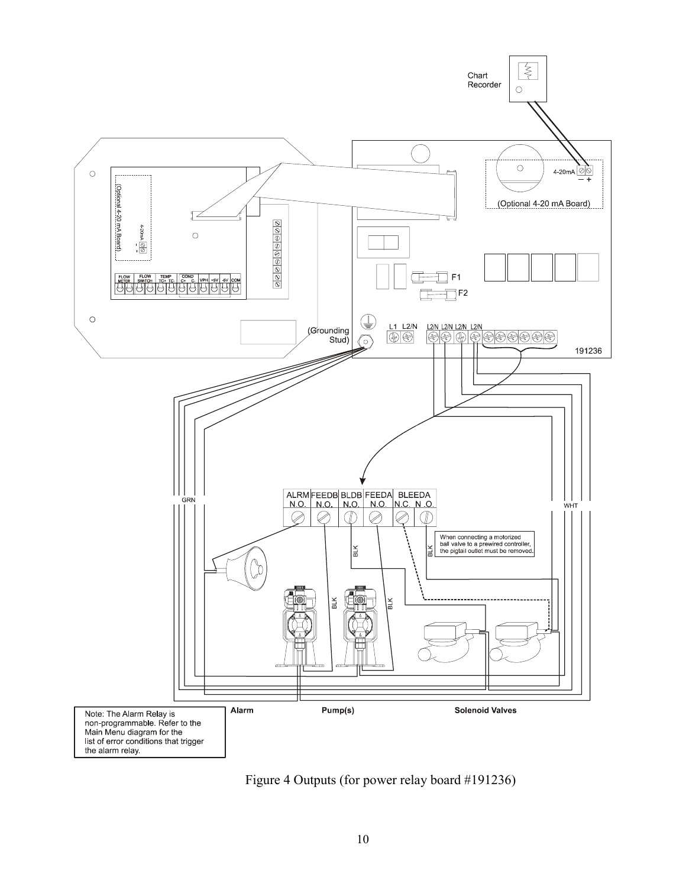Note: The Alarm Relay is non-programmable. Refer to the Main Menu diagram for the list of error conditions that trigger the alarm relay.

When connecting a motorized ball valve to a prewired controller, the pigtail outlet must be removed.

Figure 4 Outputs (for power relay board #191236)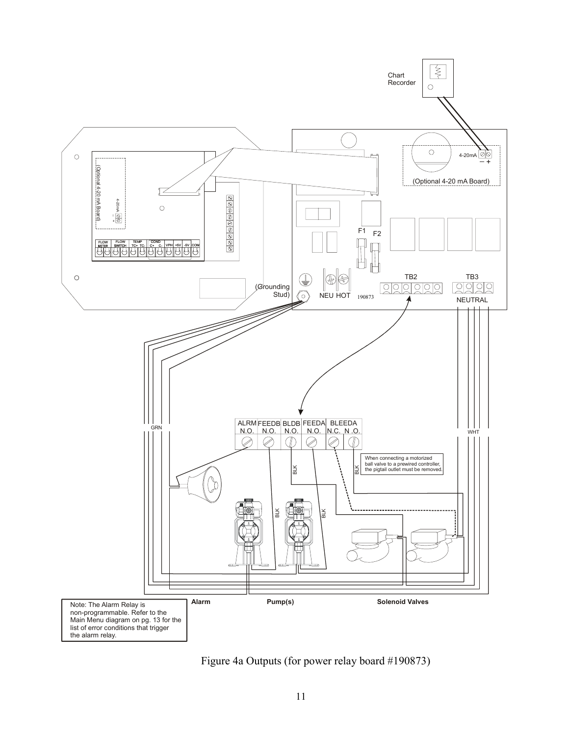Note: The Alarm Relay is non-programmable. Refer to the Main Menu diagram on pg. 13 for the list of error conditions that trigger the alarm relay.

Figure 4a Outputs (for power relay board #190873)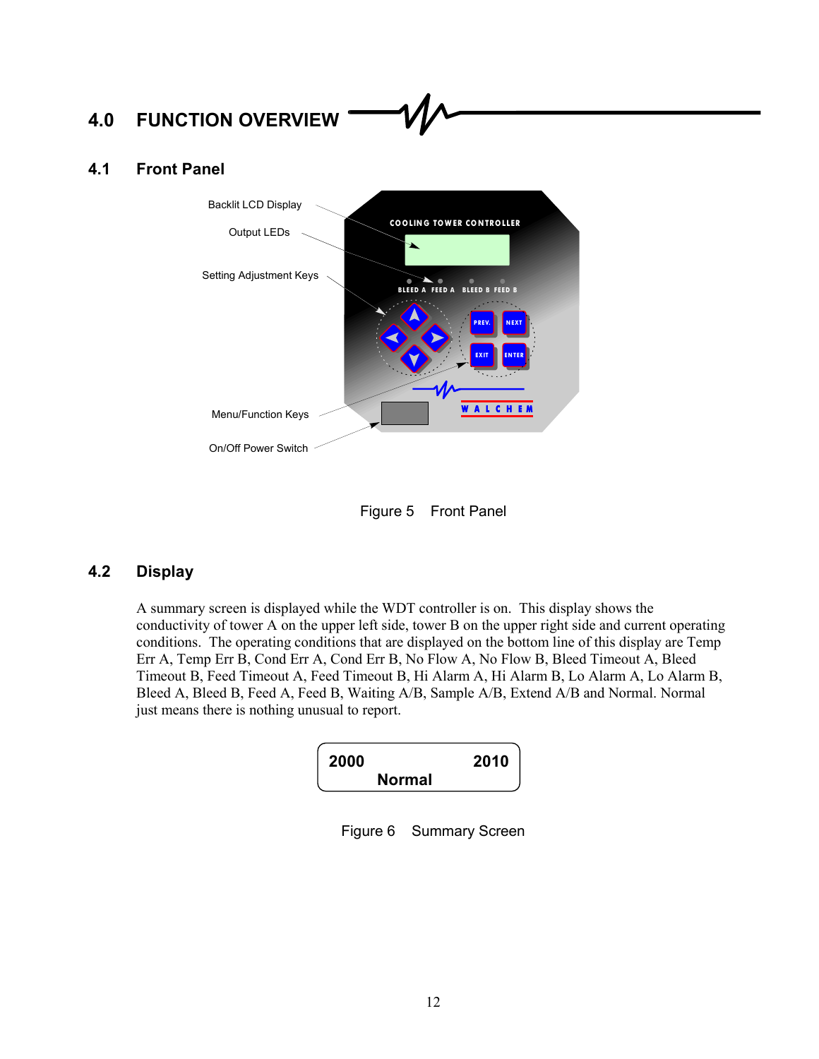# 4.0 FUNCTION OVERVIEW

## 4.1 Front Panel

Backlit LCD Display

Output LEDs

Setting Adjustment Keys

Menu/Function Keys

On/Off Power Switch

Figure 5 Front Panel

## 4.2 Display

A summary screen is displayed while the WDT controller is on. This display shows the conductivity of tower A on the upper left side, tower B on the upper right side and current operating conditions. The operating conditions that are displayed on the bottom line of this display are Temp Err A, Temp Err B, Cond Err A, Cond Err B, No Flow A, No Flow B, Bleed Timeout A, Bleed Timeout B, Feed Timeout A, Feed Timeout B, Hi Alarm A, Hi Alarm B, Lo Alarm A, Lo Alarm B, Bleed A, Bleed B, Feed A, Feed B, Waiting A/B, Sample A/B, Extend A/B and Normal. Normal just means there is nothing unusual to report.

```
2000                2010
      Normal
```

Figure 6 Summary Screen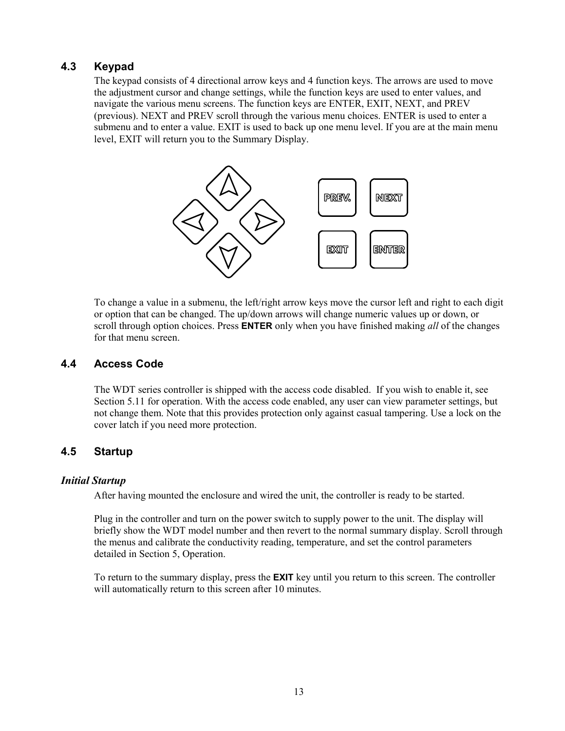## 4.3 Keypad

The keypad consists of 4 directional arrow keys and 4 function keys. The arrows are used to move the adjustment cursor and change settings, while the function keys are used to enter values, and navigate the various menu screens. The function keys are ENTER, EXIT, NEXT, and PREV (previous). NEXT and PREV scroll through the various menu choices. ENTER is used to enter a submenu and to enter a value. EXIT is used to back up one menu level. If you are at the main menu level, EXIT will return you to the Summary Display.

To change a value in a submenu, the left/right arrow keys move the cursor left and right to each digit or option that can be changed. The up/down arrows will change numeric values up or down, or scroll through option choices. Press **ENTER** only when you have finished making *all* of the changes for that menu screen.

## 4.4 Access Code

The WDT series controller is shipped with the access code disabled. If you wish to enable it, see Section 5.11 for operation. With the access code enabled, any user can view parameter settings, but not change them. Note that this provides protection only against casual tampering. Use a lock on the cover latch if you need more protection.

## 4.5 Startup

### *Initial Startup*

After having mounted the enclosure and wired the unit, the controller is ready to be started.

Plug in the controller and turn on the power switch to supply power to the unit. The display will briefly show the WDT model number and then revert to the normal summary display. Scroll through the menus and calibrate the conductivity reading, temperature, and set the control parameters detailed in Section 5, Operation.

To return to the summary display, press the **EXIT** key until you return to this screen. The controller will automatically return to this screen after 10 minutes.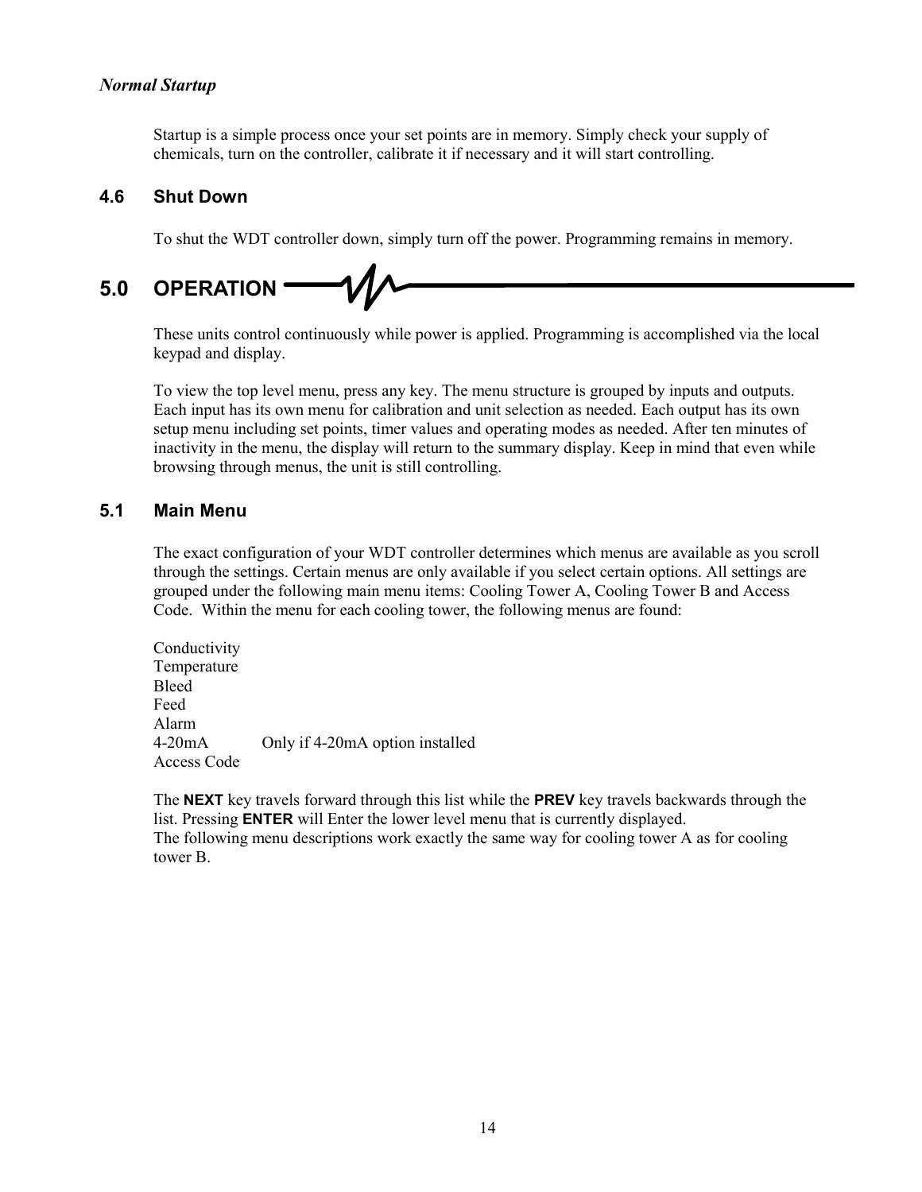*Normal Startup*

Startup is a simple process once your set points are in memory. Simply check your supply of chemicals, turn on the controller, calibrate it if necessary and it will start controlling.

### 4.6 Shut Down

To shut the WDT controller down, simply turn off the power. Programming remains in memory.

## 5.0 OPERATION

These units control continuously while power is applied. Programming is accomplished via the local keypad and display.

To view the top level menu, press any key. The menu structure is grouped by inputs and outputs. Each input has its own menu for calibration and unit selection as needed. Each output has its own setup menu including set points, timer values and operating modes as needed. After ten minutes of inactivity in the menu, the display will return to the summary display. Keep in mind that even while browsing through menus, the unit is still controlling.

### 5.1 Main Menu

The exact configuration of your WDT controller determines which menus are available as you scroll through the settings. Certain menus are only available if you select certain options. All settings are grouped under the following main menu items: Cooling Tower A, Cooling Tower B and Access Code. Within the menu for each cooling tower, the following menus are found:

Conductivity
Temperature
Bleed
Feed
Alarm
4-20mA &nbsp;&nbsp;&nbsp;&nbsp;&nbsp;&nbsp;&nbsp;&nbsp;Only if 4-20mA option installed
Access Code

The **NEXT** key travels forward through this list while the **PREV** key travels backwards through the list. Pressing **ENTER** will Enter the lower level menu that is currently displayed.
The following menu descriptions work exactly the same way for cooling tower A as for cooling tower B.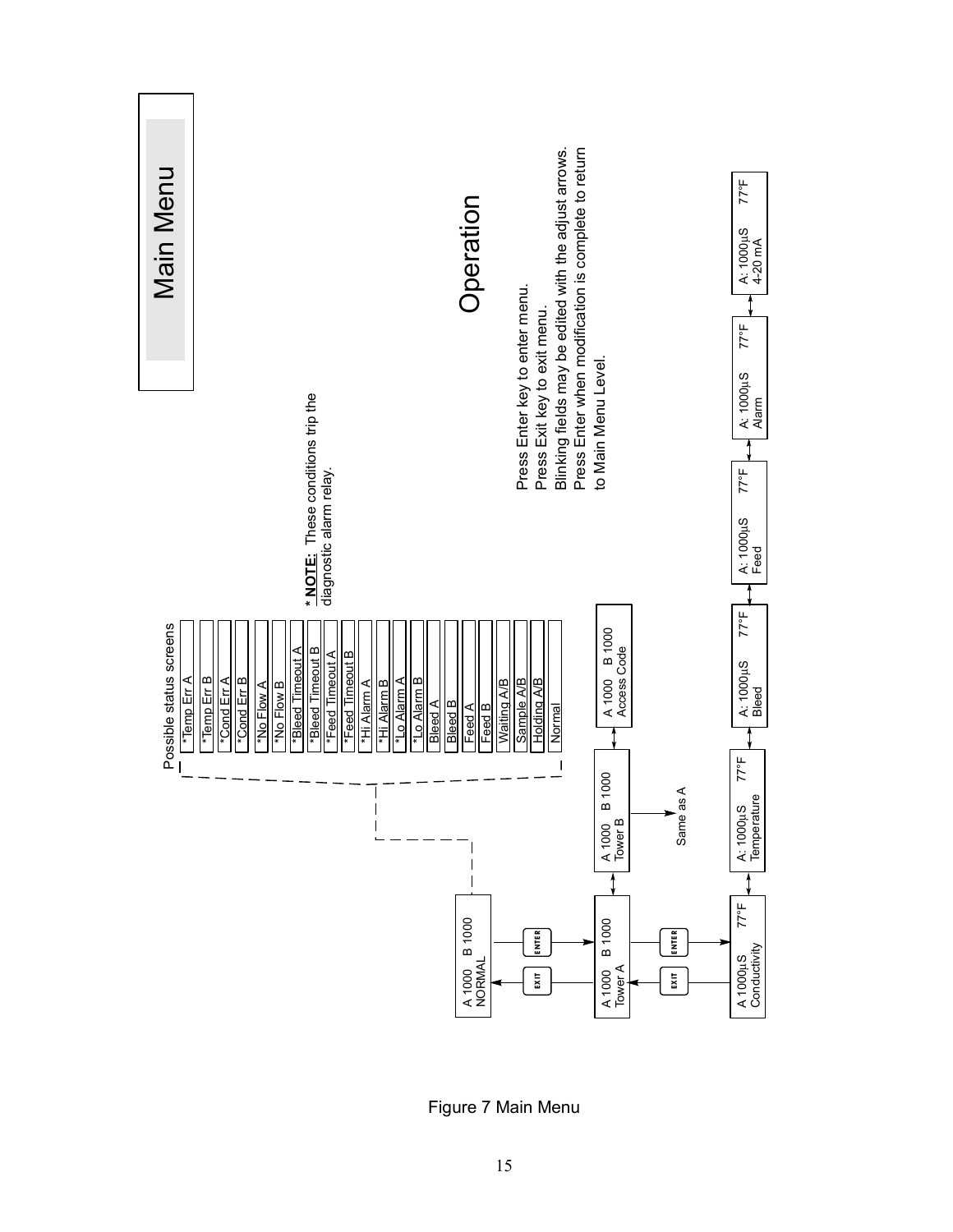# Main Menu

## Operation

Press Enter key to enter menu.
Press Exit key to exit menu.
Blinking fields may be edited with the adjust arrows.
Press Enter when modification is complete to return to Main Menu Level.

Possible status screens

- *Temp Err A
- *Temp Err B
- *Cond Err A
- *Cond Err B
- *No Flow A
- *No Flow B
- *Bleed Timeout A
- *Bleed Timeout B
- *Feed Timeout A
- *Feed Timeout B
- *Hi Alarm A
- *Hi Alarm B
- *Lo Alarm A
- *Lo Alarm B
- Bleed A
- Bleed B
- Feed A
- Feed B
- Waiting A/B
- Sample A/B
- Holding A/B
- Normal

\* **NOTE:** These conditions trip the diagnostic alarm relay.

A 1000 B 1000
NORMAL

EXIT / ENTER

A 1000 B 1000
Tower A

A 1000 B 1000
Tower B — Same as A

A 1000 B 1000
Access Code

EXIT / ENTER

A 1000µS 77°F
Conductivity

A: 1000µS 77°F
Temperature

A: 1000µS 77°F
Bleed

A: 1000µS 77°F
Feed

A: 1000µS 77°F
Alarm

A: 1000µS 77°F
4-20 mA

Figure 7 Main Menu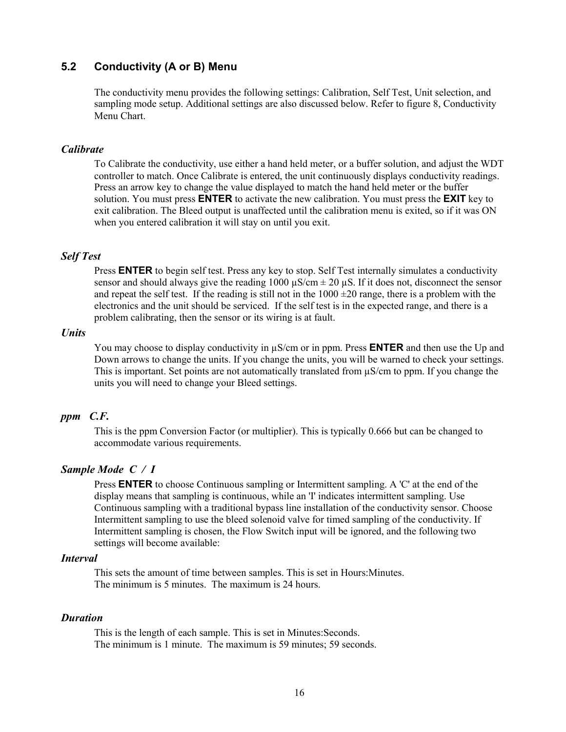## 5.2 Conductivity (A or B) Menu

The conductivity menu provides the following settings: Calibration, Self Test, Unit selection, and sampling mode setup. Additional settings are also discussed below. Refer to figure 8, Conductivity Menu Chart.

### *Calibrate*

To Calibrate the conductivity, use either a hand held meter, or a buffer solution, and adjust the WDT controller to match. Once Calibrate is entered, the unit continuously displays conductivity readings. Press an arrow key to change the value displayed to match the hand held meter or the buffer solution. You must press **ENTER** to activate the new calibration. You must press the **EXIT** key to exit calibration. The Bleed output is unaffected until the calibration menu is exited, so if it was ON when you entered calibration it will stay on until you exit.

### *Self Test*

Press **ENTER** to begin self test. Press any key to stop. Self Test internally simulates a conductivity sensor and should always give the reading 1000 µS/cm ± 20 µS. If it does not, disconnect the sensor and repeat the self test. If the reading is still not in the 1000 ±20 range, there is a problem with the electronics and the unit should be serviced. If the self test is in the expected range, and there is a problem calibrating, then the sensor or its wiring is at fault.

### *Units*

You may choose to display conductivity in µS/cm or in ppm. Press **ENTER** and then use the Up and Down arrows to change the units. If you change the units, you will be warned to check your settings. This is important. Set points are not automatically translated from µS/cm to ppm. If you change the units you will need to change your Bleed settings.

### *ppm C.F.*

This is the ppm Conversion Factor (or multiplier). This is typically 0.666 but can be changed to accommodate various requirements.

### *Sample Mode C / I*

Press **ENTER** to choose Continuous sampling or Intermittent sampling. A 'C' at the end of the display means that sampling is continuous, while an 'I' indicates intermittent sampling. Use Continuous sampling with a traditional bypass line installation of the conductivity sensor. Choose Intermittent sampling to use the bleed solenoid valve for timed sampling of the conductivity. If Intermittent sampling is chosen, the Flow Switch input will be ignored, and the following two settings will become available:

### *Interval*

This sets the amount of time between samples. This is set in Hours:Minutes.
The minimum is 5 minutes. The maximum is 24 hours.

### *Duration*

This is the length of each sample. This is set in Minutes:Seconds.
The minimum is 1 minute. The maximum is 59 minutes; 59 seconds.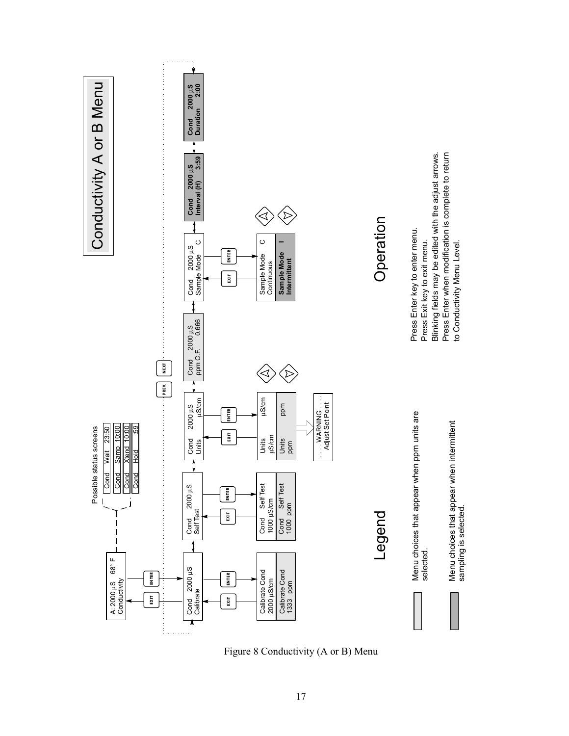# Conductivity A or B Menu

A: 2000 µS 68° F
Conductivity

Possible status screens

| Cond | Wait | 23:50 |
|---|---|---|
| Cond | Samp | 10:00 |
| Cond | Xtend | 10:00 |
| Cond | Hold | :59 |

EXIT / ENTER

PREV. / NEXT

Cond 2000 µS
Calibrate

- EXIT / ENTER
- Calibrate Cond
  2000 µS/cm
- Calibrate Cond
  1333 ppm

Cond 2000 µS
Self Test

- EXIT / ENTER
- Cond Self Test
  1000 µS/cm
- Cond Self Test
  1000 ppm

Cond 2000 µS
Units µS/cm

- EXIT / ENTER
- Units µS/cm
  µS/cm
- Units ppm
  ppm
- . . . . WARNING . . . .
  Adjust Set Point

Cond 2000 µS
ppm C.F. 0.666

Cond 2000 µS
Sample Mode C

- EXIT / ENTER
- Sample Mode C
  Continuous
- **Sample Mode I**
  **Intermittent**

**Cond 2000 µS**
**Interval (H) 3:59**

**Cond 2000 µS**
**Duration 2:00**

## Legend

Menu choices that appear when ppm units are selected.

Menu choices that appear when intermittent sampling is selected.

## Operation

Press Enter key to enter menu.
Press Exit key to exit menu.
Blinking fields may be edited with the adjust arrows.
Press Enter when modification is complete to return to Conductivity Menu Level.

Figure 8 Conductivity (A or B) Menu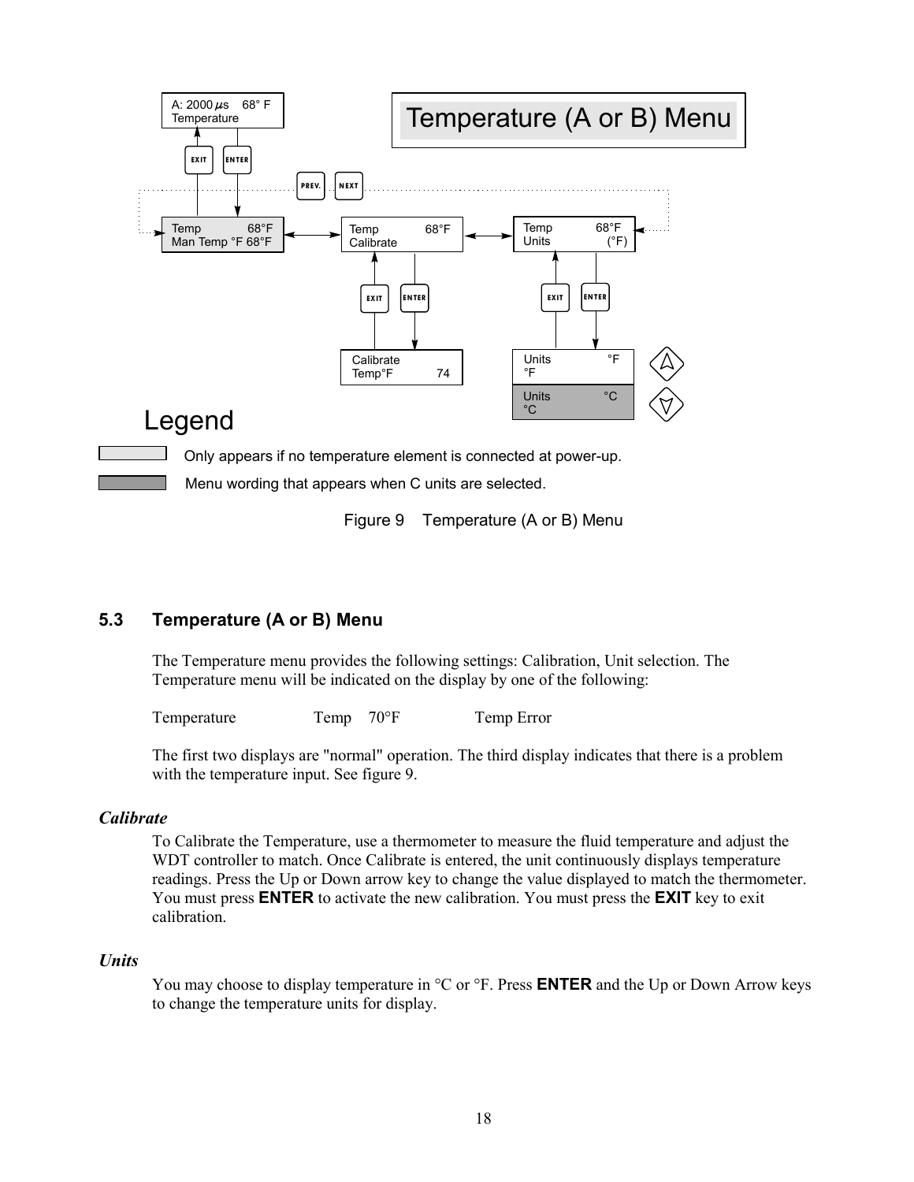A: 2000 µs 68° F
Temperature

Temperature (A or B) Menu

Temp 68°F
Man Temp °F 68°F

Temp 68°F
Calibrate

Temp 68°F
Units (°F)

Calibrate
Temp°F 74

Units °F
°F

Units °C
°C

Legend

Only appears if no temperature element is connected at power-up.

Menu wording that appears when C units are selected.

Figure 9 Temperature (A or B) Menu

## 5.3 Temperature (A or B) Menu

The Temperature menu provides the following settings: Calibration, Unit selection. The Temperature menu will be indicated on the display by one of the following:

Temperature Temp 70°F Temp Error

The first two displays are "normal" operation. The third display indicates that there is a problem with the temperature input. See figure 9.

### *Calibrate*

To Calibrate the Temperature, use a thermometer to measure the fluid temperature and adjust the WDT controller to match. Once Calibrate is entered, the unit continuously displays temperature readings. Press the Up or Down arrow key to change the value displayed to match the thermometer. You must press **ENTER** to activate the new calibration. You must press the **EXIT** key to exit calibration.

### *Units*

You may choose to display temperature in °C or °F. Press **ENTER** and the Up or Down Arrow keys to change the temperature units for display.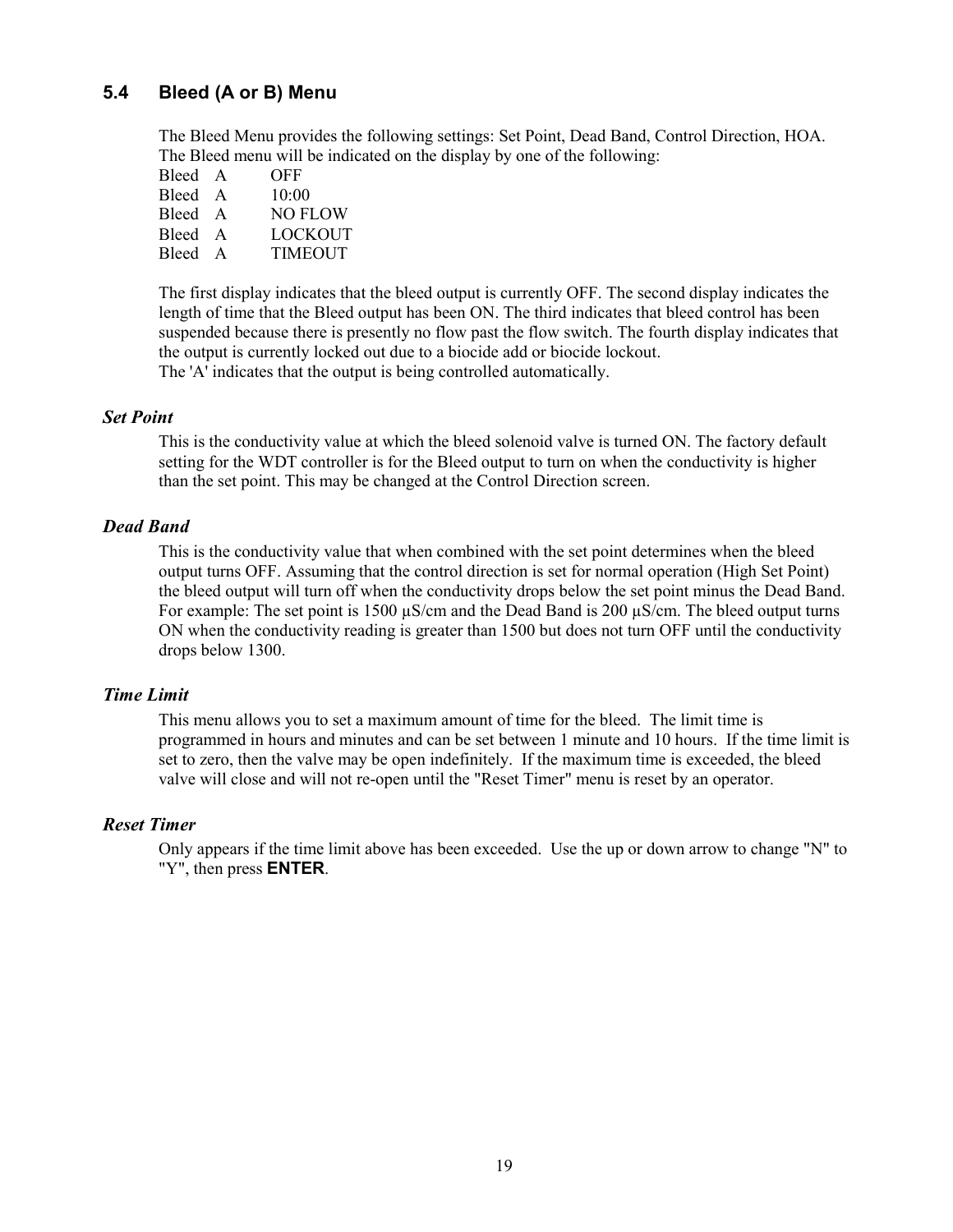## 5.4 Bleed (A or B) Menu

The Bleed Menu provides the following settings: Set Point, Dead Band, Control Direction, HOA. The Bleed menu will be indicated on the display by one of the following:

Bleed A OFF
Bleed A 10:00
Bleed A NO FLOW
Bleed A LOCKOUT
Bleed A TIMEOUT

The first display indicates that the bleed output is currently OFF. The second display indicates the length of time that the Bleed output has been ON. The third indicates that bleed control has been suspended because there is presently no flow past the flow switch. The fourth display indicates that the output is currently locked out due to a biocide add or biocide lockout.
The 'A' indicates that the output is being controlled automatically.

### *Set Point*

This is the conductivity value at which the bleed solenoid valve is turned ON. The factory default setting for the WDT controller is for the Bleed output to turn on when the conductivity is higher than the set point. This may be changed at the Control Direction screen.

### *Dead Band*

This is the conductivity value that when combined with the set point determines when the bleed output turns OFF. Assuming that the control direction is set for normal operation (High Set Point) the bleed output will turn off when the conductivity drops below the set point minus the Dead Band. For example: The set point is 1500 µS/cm and the Dead Band is 200 µS/cm. The bleed output turns ON when the conductivity reading is greater than 1500 but does not turn OFF until the conductivity drops below 1300.

### *Time Limit*

This menu allows you to set a maximum amount of time for the bleed. The limit time is programmed in hours and minutes and can be set between 1 minute and 10 hours. If the time limit is set to zero, then the valve may be open indefinitely. If the maximum time is exceeded, the bleed valve will close and will not re-open until the "Reset Timer" menu is reset by an operator.

### *Reset Timer*

Only appears if the time limit above has been exceeded. Use the up or down arrow to change "N" to "Y", then press **ENTER**.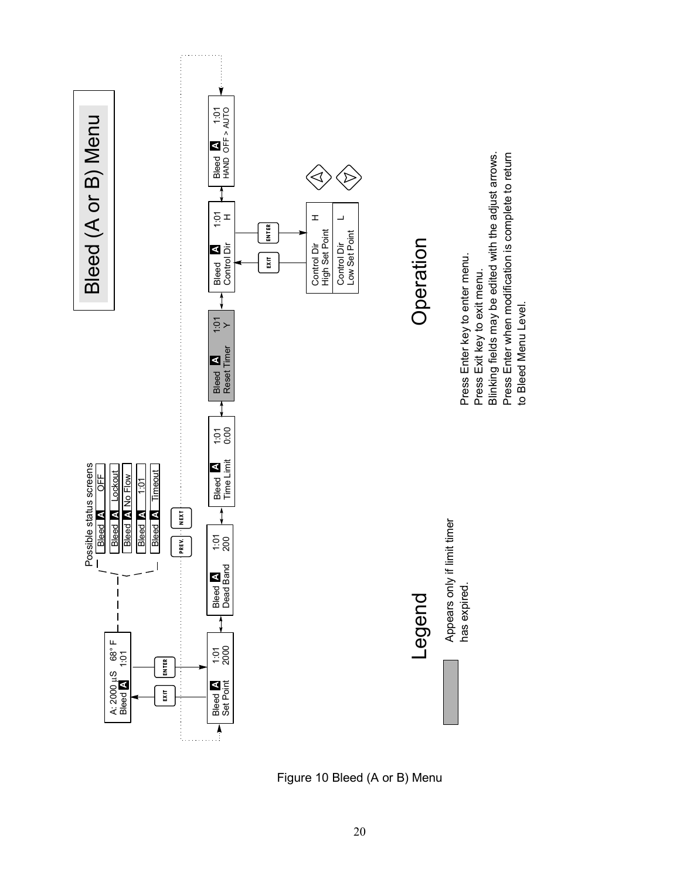# Bleed (A or B) Menu

Possible status screens

- Bleed A OFF
- Bleed A Lockout
- Bleed A No Flow
- Bleed A 1:01
- Bleed A Timeout

A: 2000 µS 68° F
Bleed A 1:01

EXIT / ENTER

PREV. / NEXT

Bleed A 1:01
Set Point 2000

Bleed A 1:01
Dead Band 200

Bleed A 1:01
Time Limit 0:00

Bleed A 1:01
Reset Timer Y

Bleed A 1:01
Control Dir H

Control Dir H
High Set Point

Control Dir L
Low Set Point

Bleed A 1:01
HAND OFF > AUTO

## Legend

Appears only if limit timer has expired.

## Operation

Press Enter key to enter menu.
Press Exit key to exit menu.
Blinking fields may be edited with the adjust arrows.
Press Enter when modification is complete to return to Bleed Menu Level.

Figure 10 Bleed (A or B) Menu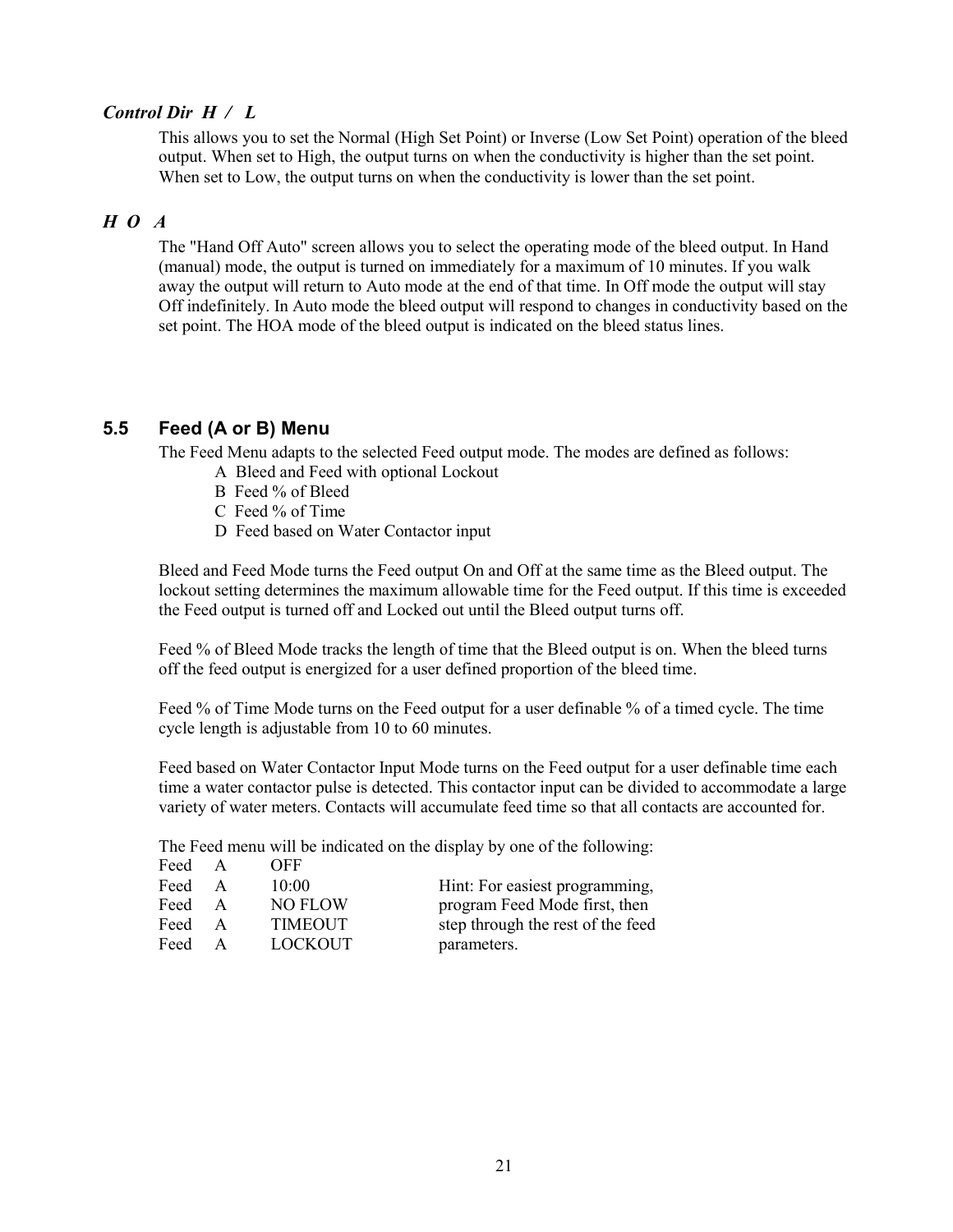### *Control Dir H / L*

This allows you to set the Normal (High Set Point) or Inverse (Low Set Point) operation of the bleed output. When set to High, the output turns on when the conductivity is higher than the set point. When set to Low, the output turns on when the conductivity is lower than the set point.

### *H O A*

The "Hand Off Auto" screen allows you to select the operating mode of the bleed output. In Hand (manual) mode, the output is turned on immediately for a maximum of 10 minutes. If you walk away the output will return to Auto mode at the end of that time. In Off mode the output will stay Off indefinitely. In Auto mode the bleed output will respond to changes in conductivity based on the set point. The HOA mode of the bleed output is indicated on the bleed status lines.

## 5.5 Feed (A or B) Menu

The Feed Menu adapts to the selected Feed output mode. The modes are defined as follows:

- A Bleed and Feed with optional Lockout
- B Feed % of Bleed
- C Feed % of Time
- D Feed based on Water Contactor input

Bleed and Feed Mode turns the Feed output On and Off at the same time as the Bleed output. The lockout setting determines the maximum allowable time for the Feed output. If this time is exceeded the Feed output is turned off and Locked out until the Bleed output turns off.

Feed % of Bleed Mode tracks the length of time that the Bleed output is on. When the bleed turns off the feed output is energized for a user defined proportion of the bleed time.

Feed % of Time Mode turns on the Feed output for a user definable % of a timed cycle. The time cycle length is adjustable from 10 to 60 minutes.

Feed based on Water Contactor Input Mode turns on the Feed output for a user definable time each time a water contactor pulse is detected. This contactor input can be divided to accommodate a large variety of water meters. Contacts will accumulate feed time so that all contacts are accounted for.

The Feed menu will be indicated on the display by one of the following:

```
Feed  A  OFF
Feed  A  10:00
Feed  A  NO FLOW
Feed  A  TIMEOUT
Feed  A  LOCKOUT
```

Hint: For easiest programming, program Feed Mode first, then step through the rest of the feed parameters.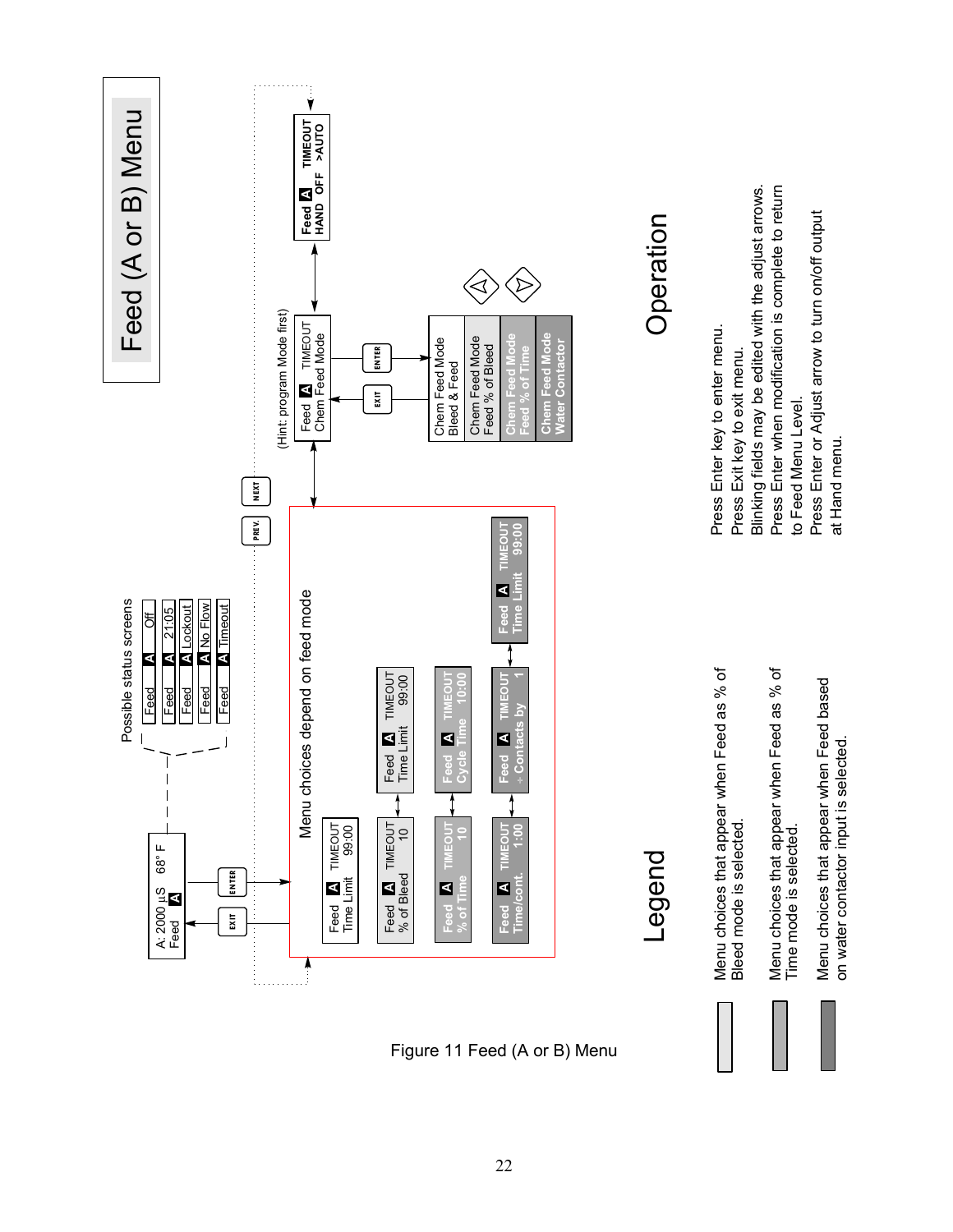# Feed (A or B) Menu

Possible status screens

- Feed A Off
- Feed A 21:05
- Feed A Lockout
- Feed A No Flow
- Feed A Timeout

A: 2000 µS 68° F
Feed A

EXIT ENTER

Menu choices depend on feed mode

- Feed A TIMEOUT Time Limit 99:00
- Feed A TIMEOUT % of Bleed 10 ↔ Feed A TIMEOUT Time Limit 99:00
- Feed A TIMEOUT % of Time 10 ↔ Feed A TIMEOUT Cycle Time 10:00
- Feed A TIMEOUT Time/cont. 1:00 ↔ Feed A TIMEOUT ÷ Contacts by 1 ↔ Feed A TIMEOUT Time Limit 99:00

PREV. NEXT

(Hint: program Mode first)

Feed A TIMEOUT Chem Feed Mode

EXIT ENTER

- Chem Feed Mode Bleed & Feed
- Chem Feed Mode Feed % of Bleed
- Chem Feed Mode Feed % of Time
- Chem Feed Mode Water Contactor

Feed A TIMEOUT HAND OFF >AUTO

## Operation

Press Enter key to enter menu.
Press Exit key to exit menu.
Blinking fields may be edited with the adjust arrows.
Press Enter when modification is complete to return to Feed Menu Level.
Press Enter or Adjust arrow to turn on/off output at Hand menu.

## Legend

- Menu choices that appear when Feed as % of Bleed mode is selected.
- Menu choices that appear when Feed as % of Time mode is selected.
- Menu choices that appear when Feed based on water contactor input is selected.

Figure 11 Feed (A or B) Menu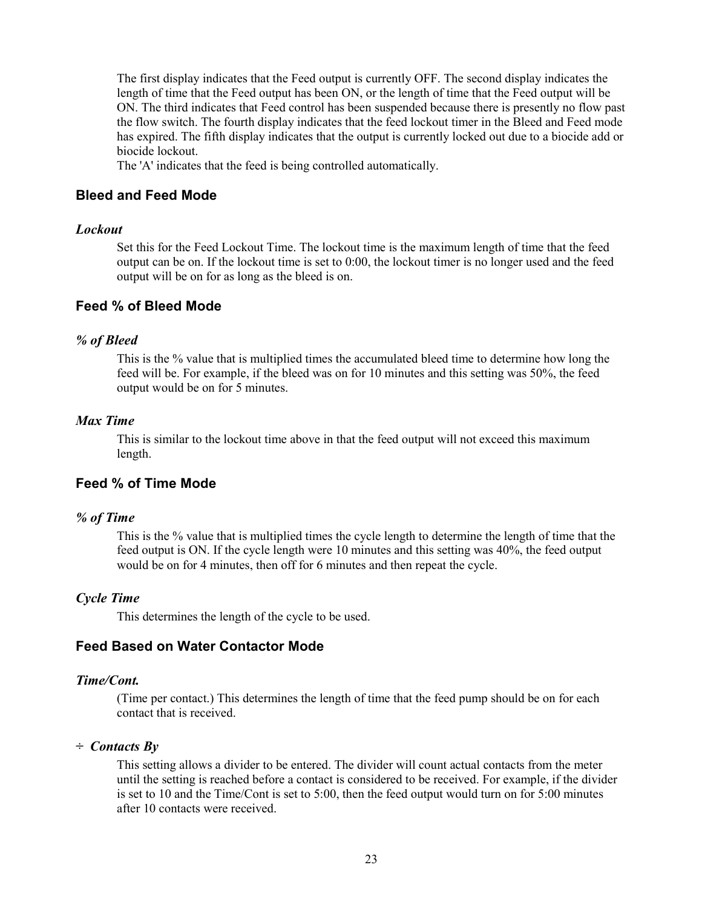The first display indicates that the Feed output is currently OFF. The second display indicates the length of time that the Feed output has been ON, or the length of time that the Feed output will be ON. The third indicates that Feed control has been suspended because there is presently no flow past the flow switch. The fourth display indicates that the feed lockout timer in the Bleed and Feed mode has expired. The fifth display indicates that the output is currently locked out due to a biocide add or biocide lockout.

The 'A' indicates that the feed is being controlled automatically.

## Bleed and Feed Mode

### *Lockout*

Set this for the Feed Lockout Time. The lockout time is the maximum length of time that the feed output can be on. If the lockout time is set to 0:00, the lockout timer is no longer used and the feed output will be on for as long as the bleed is on.

## Feed % of Bleed Mode

### *% of Bleed*

This is the % value that is multiplied times the accumulated bleed time to determine how long the feed will be. For example, if the bleed was on for 10 minutes and this setting was 50%, the feed output would be on for 5 minutes.

### *Max Time*

This is similar to the lockout time above in that the feed output will not exceed this maximum length.

## Feed % of Time Mode

### *% of Time*

This is the % value that is multiplied times the cycle length to determine the length of time that the feed output is ON. If the cycle length were 10 minutes and this setting was 40%, the feed output would be on for 4 minutes, then off for 6 minutes and then repeat the cycle.

### *Cycle Time*

This determines the length of the cycle to be used.

## Feed Based on Water Contactor Mode

### *Time/Cont.*

(Time per contact.) This determines the length of time that the feed pump should be on for each contact that is received.

### *÷ Contacts By*

This setting allows a divider to be entered. The divider will count actual contacts from the meter until the setting is reached before a contact is considered to be received. For example, if the divider is set to 10 and the Time/Cont is set to 5:00, then the feed output would turn on for 5:00 minutes after 10 contacts were received.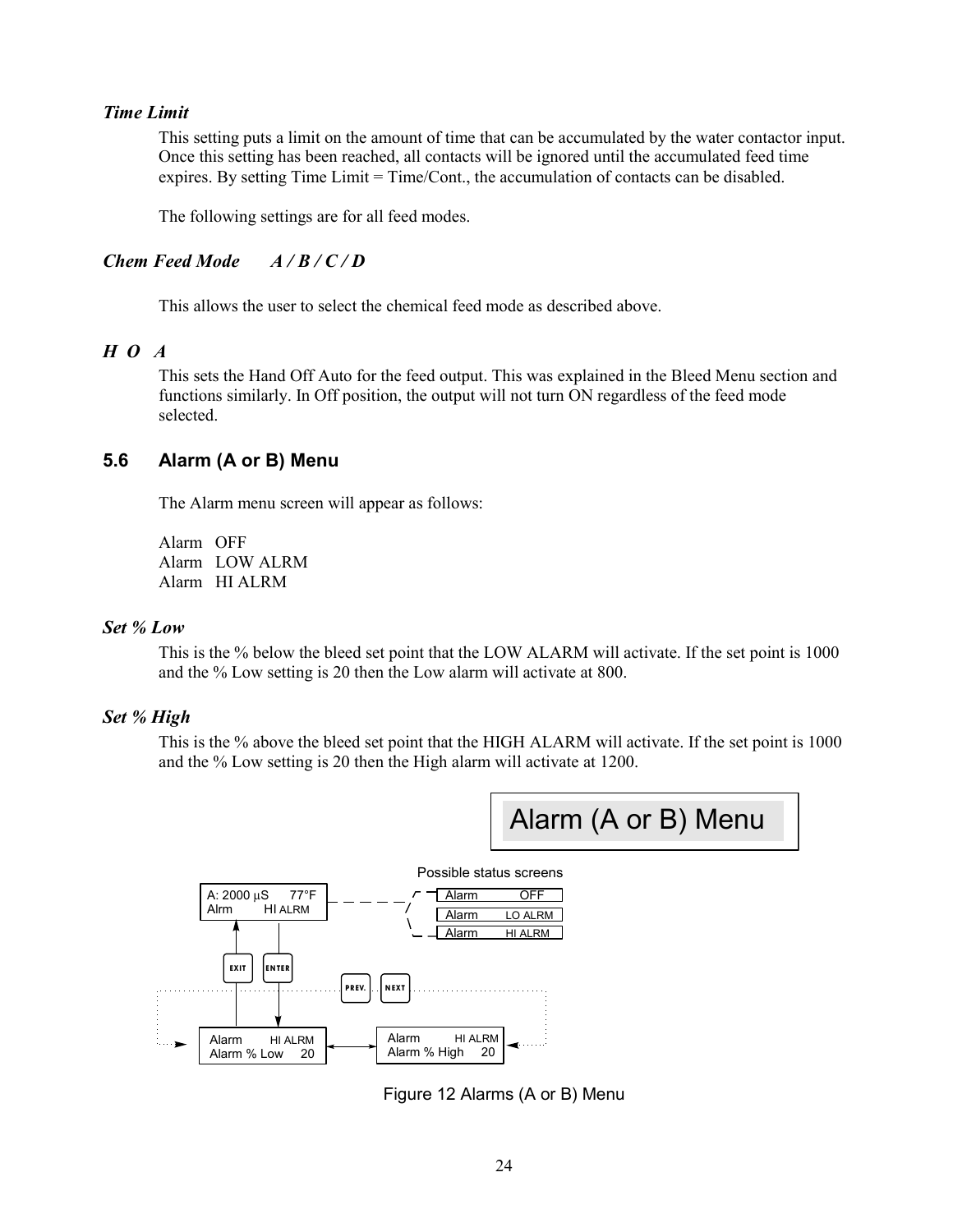***Time Limit***

This setting puts a limit on the amount of time that can be accumulated by the water contactor input. Once this setting has been reached, all contacts will be ignored until the accumulated feed time expires. By setting Time Limit = Time/Cont., the accumulation of contacts can be disabled.

The following settings are for all feed modes.

***Chem Feed Mode A / B / C / D***

This allows the user to select the chemical feed mode as described above.

***H O A***

This sets the Hand Off Auto for the feed output. This was explained in the Bleed Menu section and functions similarly. In Off position, the output will not turn ON regardless of the feed mode selected.

## 5.6 Alarm (A or B) Menu

The Alarm menu screen will appear as follows:

Alarm OFF
Alarm LOW ALRM
Alarm HI ALRM

***Set % Low***

This is the % below the bleed set point that the LOW ALARM will activate. If the set point is 1000 and the % Low setting is 20 then the Low alarm will activate at 800.

***Set % High***

This is the % above the bleed set point that the HIGH ALARM will activate. If the set point is 1000 and the % Low setting is 20 then the High alarm will activate at 1200.

Alarm (A or B) Menu

Possible status screens

A: 2000 µS 77°F
Alrm HI ALRM

Alarm OFF
Alarm LO ALRM
Alarm HI ALRM

EXIT ENTER PREV. NEXT

Alarm HI ALRM
Alarm % Low 20

Alarm HI ALRM
Alarm % High 20

Figure 12 Alarms (A or B) Menu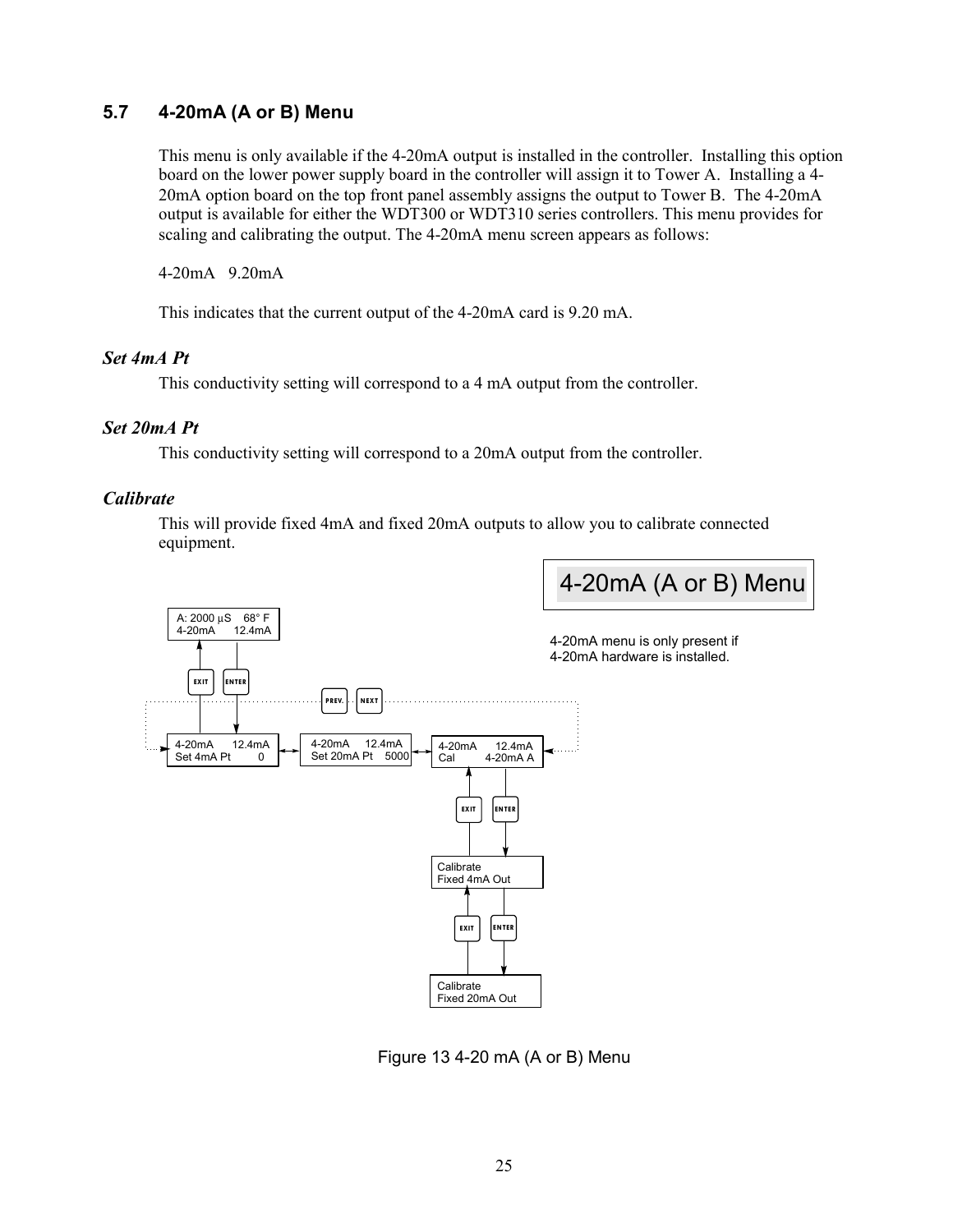## 5.7 4-20mA (A or B) Menu

This menu is only available if the 4-20mA output is installed in the controller. Installing this option board on the lower power supply board in the controller will assign it to Tower A. Installing a 4-20mA option board on the top front panel assembly assigns the output to Tower B. The 4-20mA output is available for either the WDT300 or WDT310 series controllers. This menu provides for scaling and calibrating the output. The 4-20mA menu screen appears as follows:

4-20mA 9.20mA

This indicates that the current output of the 4-20mA card is 9.20 mA.

### *Set 4mA Pt*

This conductivity setting will correspond to a 4 mA output from the controller.

### *Set 20mA Pt*

This conductivity setting will correspond to a 20mA output from the controller.

### *Calibrate*

This will provide fixed 4mA and fixed 20mA outputs to allow you to calibrate connected equipment.

4-20mA (A or B) Menu

4-20mA menu is only present if 4-20mA hardware is installed.

A: 2000 µS 68° F
4-20mA 12.4mA

EXIT ENTER

PREV. NEXT

4-20mA 12.4mA
Set 4mA Pt 0

4-20mA 12.4mA
Set 20mA Pt 5000

4-20mA 12.4mA
Cal 4-20mA A

EXIT ENTER

Calibrate
Fixed 4mA Out

EXIT ENTER

Calibrate
Fixed 20mA Out

Figure 13 4-20 mA (A or B) Menu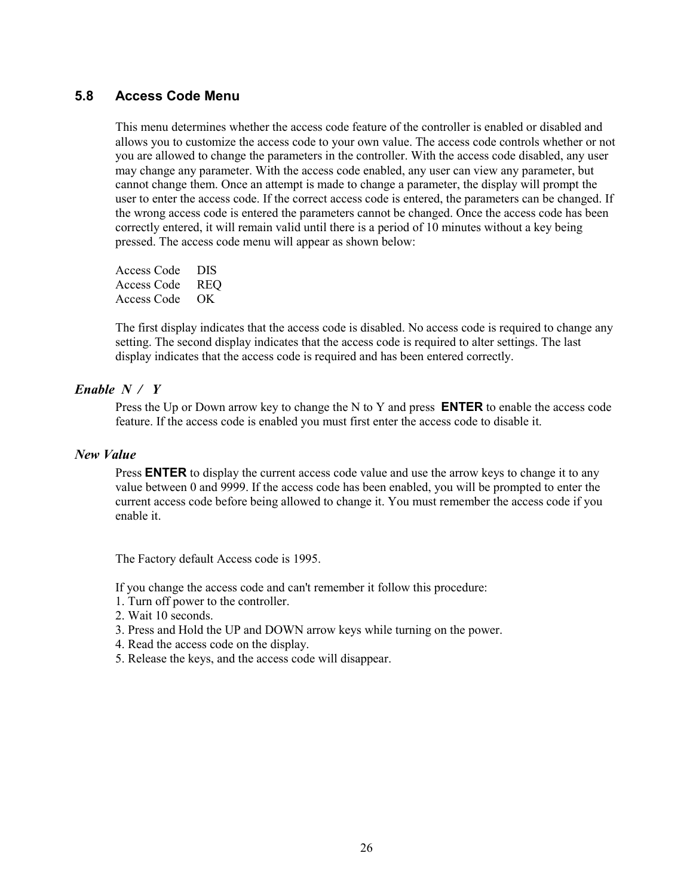## 5.8 Access Code Menu

This menu determines whether the access code feature of the controller is enabled or disabled and allows you to customize the access code to your own value. The access code controls whether or not you are allowed to change the parameters in the controller. With the access code disabled, any user may change any parameter. With the access code enabled, any user can view any parameter, but cannot change them. Once an attempt is made to change a parameter, the display will prompt the user to enter the access code. If the correct access code is entered, the parameters can be changed. If the wrong access code is entered the parameters cannot be changed. Once the access code has been correctly entered, it will remain valid until there is a period of 10 minutes without a key being pressed. The access code menu will appear as shown below:

Access Code DIS
Access Code REQ
Access Code OK

The first display indicates that the access code is disabled. No access code is required to change any setting. The second display indicates that the access code is required to alter settings. The last display indicates that the access code is required and has been entered correctly.

### *Enable N / Y*

Press the Up or Down arrow key to change the N to Y and press **ENTER** to enable the access code feature. If the access code is enabled you must first enter the access code to disable it.

### *New Value*

Press **ENTER** to display the current access code value and use the arrow keys to change it to any value between 0 and 9999. If the access code has been enabled, you will be prompted to enter the current access code before being allowed to change it. You must remember the access code if you enable it.

The Factory default Access code is 1995.

If you change the access code and can't remember it follow this procedure:

1. Turn off power to the controller.
2. Wait 10 seconds.
3. Press and Hold the UP and DOWN arrow keys while turning on the power.
4. Read the access code on the display.
5. Release the keys, and the access code will disappear.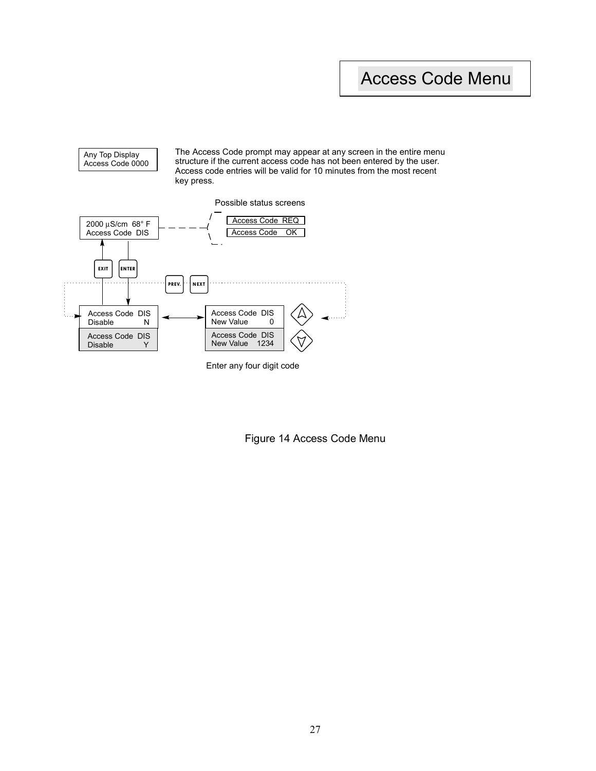# Access Code Menu

Any Top Display
Access Code 0000

The Access Code prompt may appear at any screen in the entire menu structure if the current access code has not been entered by the user. Access code entries will be valid for 10 minutes from the most recent key press.

Possible status screens

2000 µS/cm 68° F
Access Code DIS

Access Code REQ

Access Code OK

EXIT ENTER PREV. NEXT

Access Code DIS
Disable N

Access Code DIS
Disable Y

Access Code DIS
New Value 0

Access Code DIS
New Value 1234

Enter any four digit code

Figure 14 Access Code Menu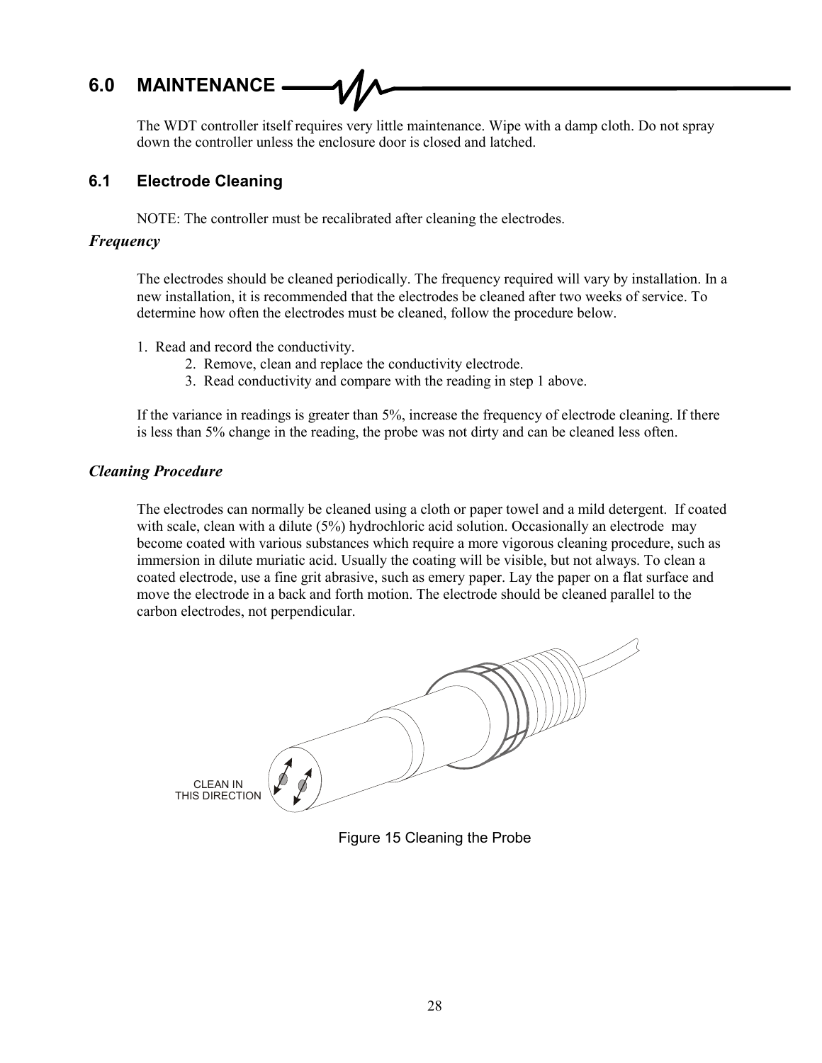# 6.0 MAINTENANCE

The WDT controller itself requires very little maintenance. Wipe with a damp cloth. Do not spray down the controller unless the enclosure door is closed and latched.

## 6.1 Electrode Cleaning

NOTE: The controller must be recalibrated after cleaning the electrodes.

### *Frequency*

The electrodes should be cleaned periodically. The frequency required will vary by installation. In a new installation, it is recommended that the electrodes be cleaned after two weeks of service. To determine how often the electrodes must be cleaned, follow the procedure below.

1. Read and record the conductivity.
2. Remove, clean and replace the conductivity electrode.
3. Read conductivity and compare with the reading in step 1 above.

If the variance in readings is greater than 5%, increase the frequency of electrode cleaning. If there is less than 5% change in the reading, the probe was not dirty and can be cleaned less often.

### *Cleaning Procedure*

The electrodes can normally be cleaned using a cloth or paper towel and a mild detergent. If coated with scale, clean with a dilute (5%) hydrochloric acid solution. Occasionally an electrode may become coated with various substances which require a more vigorous cleaning procedure, such as immersion in dilute muriatic acid. Usually the coating will be visible, but not always. To clean a coated electrode, use a fine grit abrasive, such as emery paper. Lay the paper on a flat surface and move the electrode in a back and forth motion. The electrode should be cleaned parallel to the carbon electrodes, not perpendicular.

CLEAN IN THIS DIRECTION

Figure 15 Cleaning the Probe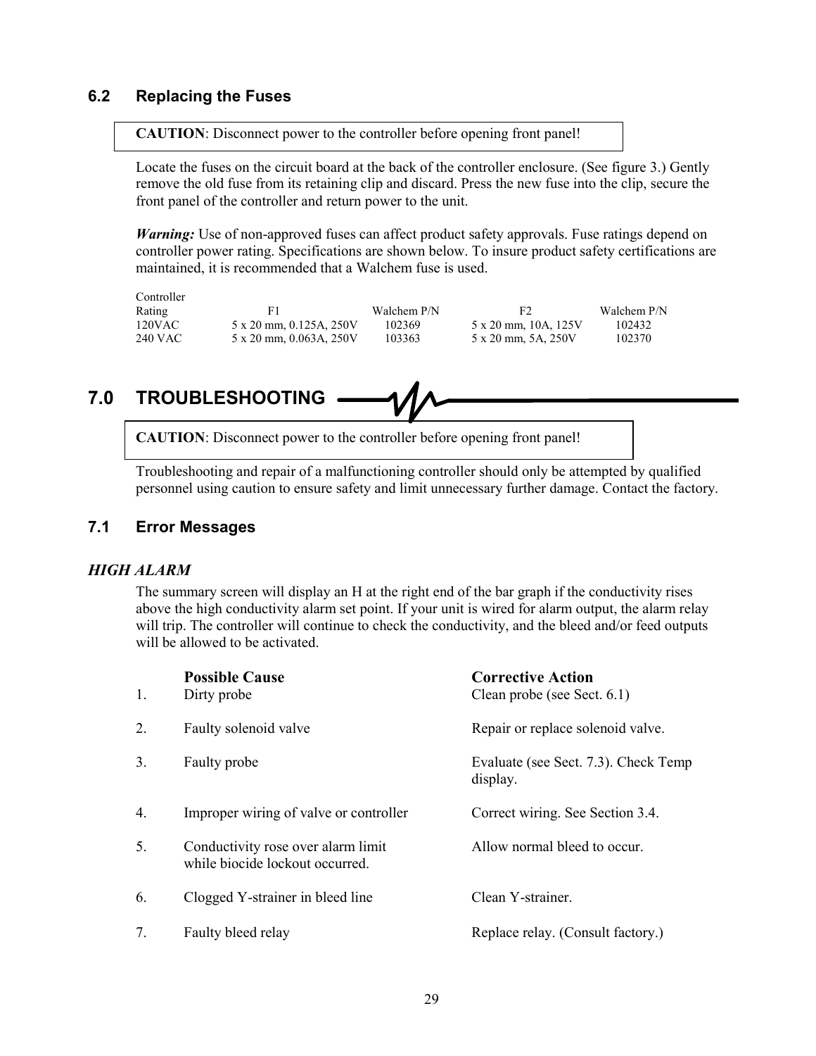## 6.2 Replacing the Fuses

**CAUTION**: Disconnect power to the controller before opening front panel!

Locate the fuses on the circuit board at the back of the controller enclosure. (See figure 3.) Gently remove the old fuse from its retaining clip and discard. Press the new fuse into the clip, secure the front panel of the controller and return power to the unit.

***Warning:*** Use of non-approved fuses can affect product safety approvals. Fuse ratings depend on controller power rating. Specifications are shown below. To insure product safety certifications are maintained, it is recommended that a Walchem fuse is used.

| Controller Rating | F1 | Walchem P/N | F2 | Walchem P/N |
|---|---|---|---|---|
| 120VAC | 5 x 20 mm, 0.125A, 250V | 102369 | 5 x 20 mm, 10A, 125V | 102432 |
| 240 VAC | 5 x 20 mm, 0.063A, 250V | 103363 | 5 x 20 mm, 5A, 250V | 102370 |

# 7.0 TROUBLESHOOTING

**CAUTION**: Disconnect power to the controller before opening front panel!

Troubleshooting and repair of a malfunctioning controller should only be attempted by qualified personnel using caution to ensure safety and limit unnecessary further damage. Contact the factory.

## 7.1 Error Messages

### *HIGH ALARM*

The summary screen will display an H at the right end of the bar graph if the conductivity rises above the high conductivity alarm set point. If your unit is wired for alarm output, the alarm relay will trip. The controller will continue to check the conductivity, and the bleed and/or feed outputs will be allowed to be activated.

| | Possible Cause | Corrective Action |
|---|---|---|
| 1. | Dirty probe | Clean probe (see Sect. 6.1) |
| 2. | Faulty solenoid valve | Repair or replace solenoid valve. |
| 3. | Faulty probe | Evaluate (see Sect. 7.3). Check Temp display. |
| 4. | Improper wiring of valve or controller | Correct wiring. See Section 3.4. |
| 5. | Conductivity rose over alarm limit while biocide lockout occurred. | Allow normal bleed to occur. |
| 6. | Clogged Y-strainer in bleed line | Clean Y-strainer. |
| 7. | Faulty bleed relay | Replace relay. (Consult factory.) |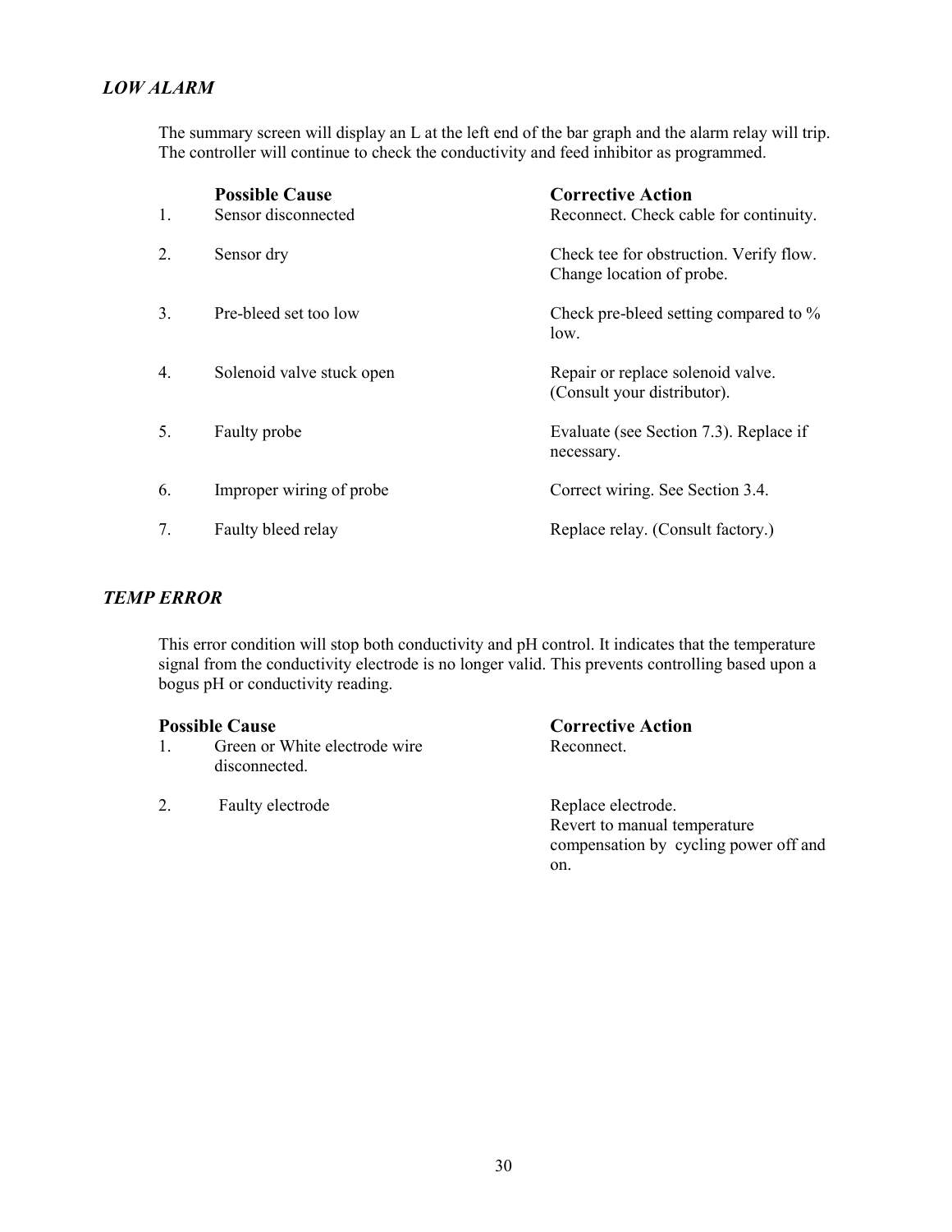### *LOW ALARM*

The summary screen will display an L at the left end of the bar graph and the alarm relay will trip. The controller will continue to check the conductivity and feed inhibitor as programmed.

| | **Possible Cause** | **Corrective Action** |
|---|---|---|
| 1. | Sensor disconnected | Reconnect. Check cable for continuity. |
| 2. | Sensor dry | Check tee for obstruction. Verify flow. Change location of probe. |
| 3. | Pre-bleed set too low | Check pre-bleed setting compared to % low. |
| 4. | Solenoid valve stuck open | Repair or replace solenoid valve. (Consult your distributor). |
| 5. | Faulty probe | Evaluate (see Section 7.3). Replace if necessary. |
| 6. | Improper wiring of probe | Correct wiring. See Section 3.4. |
| 7. | Faulty bleed relay | Replace relay. (Consult factory.) |

### *TEMP ERROR*

This error condition will stop both conductivity and pH control. It indicates that the temperature signal from the conductivity electrode is no longer valid. This prevents controlling based upon a bogus pH or conductivity reading.

| | **Possible Cause** | **Corrective Action** |
|---|---|---|
| 1. | Green or White electrode wire disconnected. | Reconnect. |
| 2. | Faulty electrode | Replace electrode. Revert to manual temperature compensation by cycling power off and on. |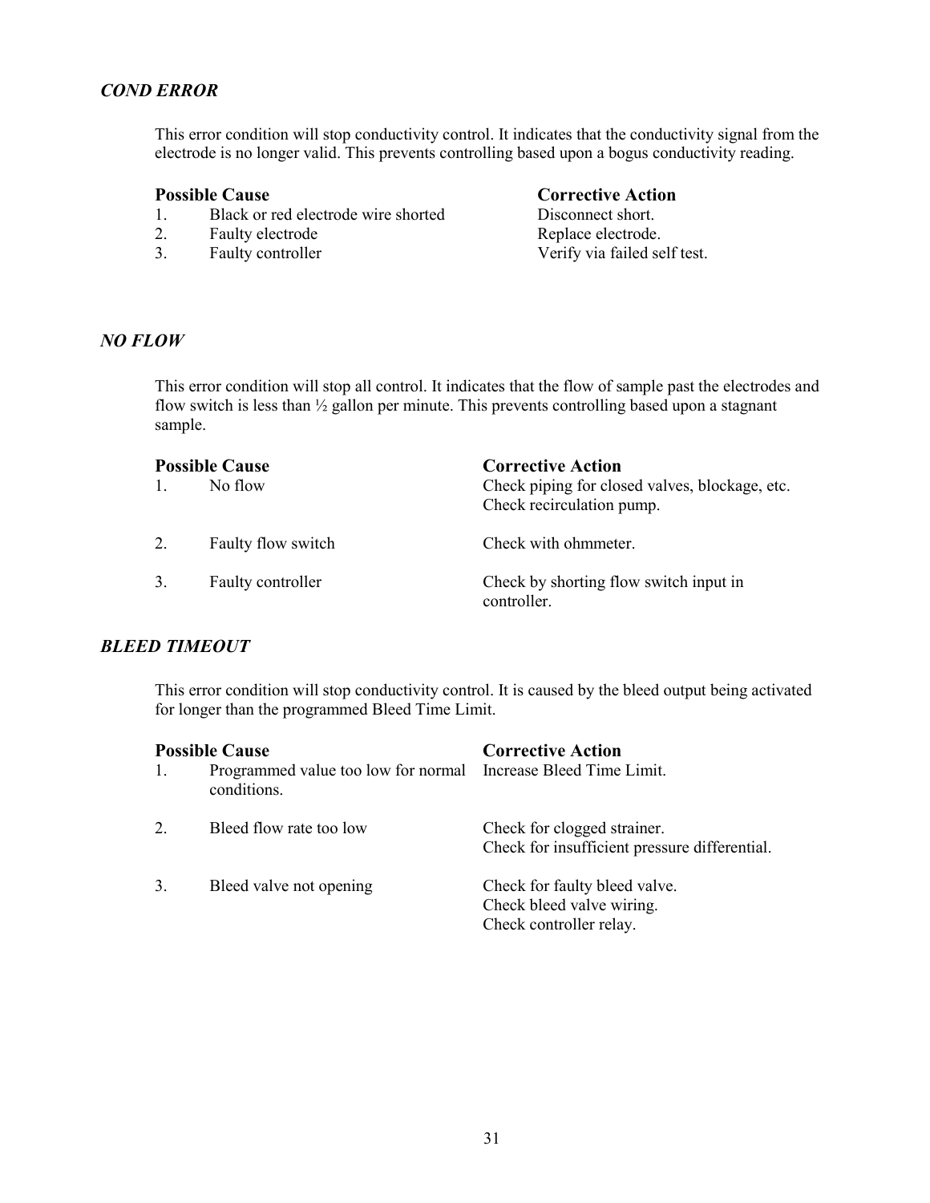### *COND ERROR*

This error condition will stop conductivity control. It indicates that the conductivity signal from the electrode is no longer valid. This prevents controlling based upon a bogus conductivity reading.

| | **Possible Cause** | **Corrective Action** |
|---|---|---|
| 1. | Black or red electrode wire shorted | Disconnect short. |
| 2. | Faulty electrode | Replace electrode. |
| 3. | Faulty controller | Verify via failed self test. |

### *NO FLOW*

This error condition will stop all control. It indicates that the flow of sample past the electrodes and flow switch is less than ½ gallon per minute. This prevents controlling based upon a stagnant sample.

| | **Possible Cause** | **Corrective Action** |
|---|---|---|
| 1. | No flow | Check piping for closed valves, blockage, etc. Check recirculation pump. |
| 2. | Faulty flow switch | Check with ohmmeter. |
| 3. | Faulty controller | Check by shorting flow switch input in controller. |

### *BLEED TIMEOUT*

This error condition will stop conductivity control. It is caused by the bleed output being activated for longer than the programmed Bleed Time Limit.

| | **Possible Cause** | **Corrective Action** |
|---|---|---|
| 1. | Programmed value too low for normal conditions. | Increase Bleed Time Limit. |
| 2. | Bleed flow rate too low | Check for clogged strainer. Check for insufficient pressure differential. |
| 3. | Bleed valve not opening | Check for faulty bleed valve. Check bleed valve wiring. Check controller relay. |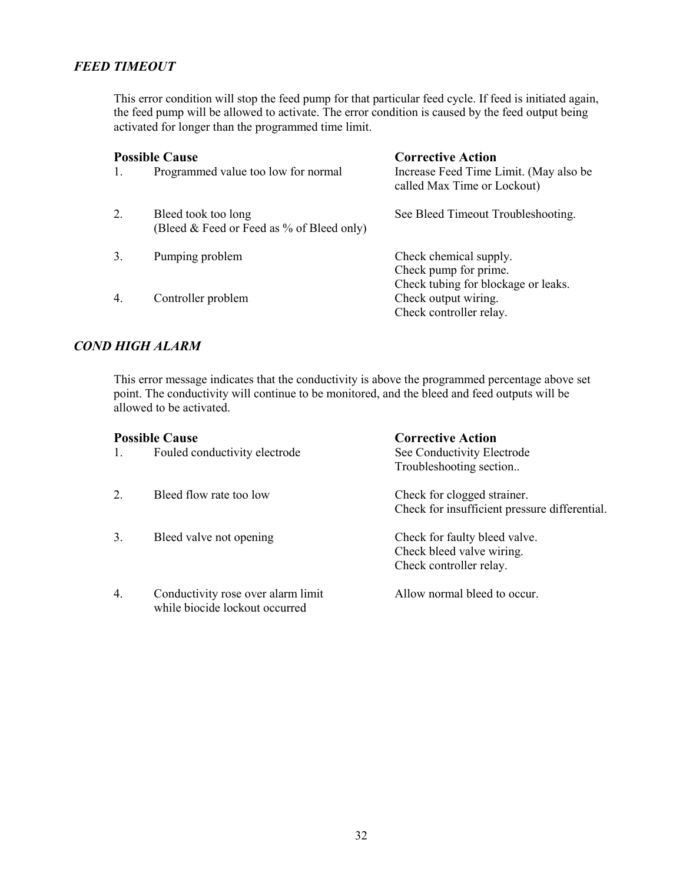### *FEED TIMEOUT*

This error condition will stop the feed pump for that particular feed cycle. If feed is initiated again, the feed pump will be allowed to activate. The error condition is caused by the feed output being activated for longer than the programmed time limit.

| | Possible Cause | Corrective Action |
|---|---|---|
| 1. | Programmed value too low for normal | Increase Feed Time Limit. (May also be called Max Time or Lockout) |
| 2. | Bleed took too long (Bleed & Feed or Feed as % of Bleed only) | See Bleed Timeout Troubleshooting. |
| 3. | Pumping problem | Check chemical supply. Check pump for prime. Check tubing for blockage or leaks. |
| 4. | Controller problem | Check output wiring. Check controller relay. |

### *COND HIGH ALARM*

This error message indicates that the conductivity is above the programmed percentage above set point. The conductivity will continue to be monitored, and the bleed and feed outputs will be allowed to be activated.

| | Possible Cause | Corrective Action |
|---|---|---|
| 1. | Fouled conductivity electrode | See Conductivity Electrode Troubleshooting section.. |
| 2. | Bleed flow rate too low | Check for clogged strainer. Check for insufficient pressure differential. |
| 3. | Bleed valve not opening | Check for faulty bleed valve. Check bleed valve wiring. Check controller relay. |
| 4. | Conductivity rose over alarm limit while biocide lockout occurred | Allow normal bleed to occur. |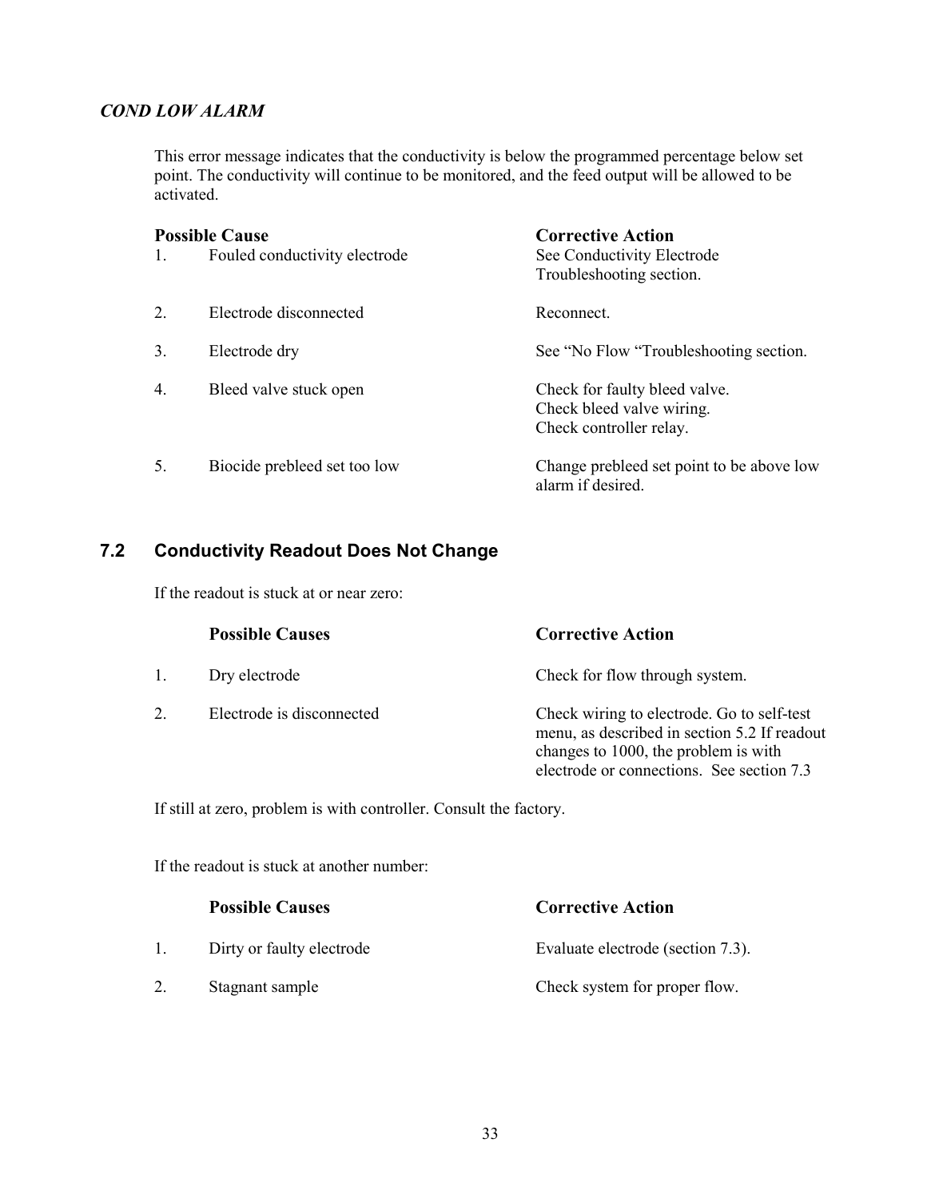### *COND LOW ALARM*

This error message indicates that the conductivity is below the programmed percentage below set point. The conductivity will continue to be monitored, and the feed output will be allowed to be activated.

| | Possible Cause | Corrective Action |
|---|---|---|
| 1. | Fouled conductivity electrode | See Conductivity Electrode Troubleshooting section. |
| 2. | Electrode disconnected | Reconnect. |
| 3. | Electrode dry | See "No Flow "Troubleshooting section. |
| 4. | Bleed valve stuck open | Check for faulty bleed valve. Check bleed valve wiring. Check controller relay. |
| 5. | Biocide prebleed set too low | Change prebleed set point to be above low alarm if desired. |

## 7.2 Conductivity Readout Does Not Change

If the readout is stuck at or near zero:

| | Possible Causes | Corrective Action |
|---|---|---|
| 1. | Dry electrode | Check for flow through system. |
| 2. | Electrode is disconnected | Check wiring to electrode. Go to self-test menu, as described in section 5.2 If readout changes to 1000, the problem is with electrode or connections. See section 7.3 |

If still at zero, problem is with controller. Consult the factory.

If the readout is stuck at another number:

| | Possible Causes | Corrective Action |
|---|---|---|
| 1. | Dirty or faulty electrode | Evaluate electrode (section 7.3). |
| 2. | Stagnant sample | Check system for proper flow. |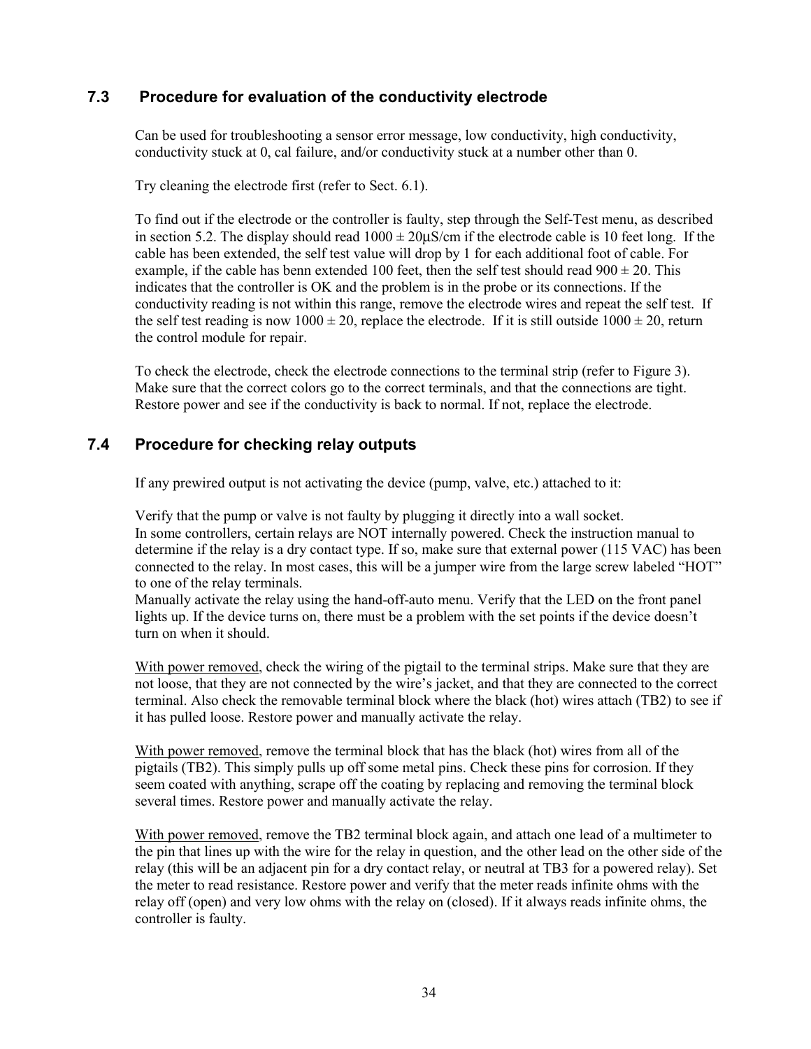## 7.3 Procedure for evaluation of the conductivity electrode

Can be used for troubleshooting a sensor error message, low conductivity, high conductivity, conductivity stuck at 0, cal failure, and/or conductivity stuck at a number other than 0.

Try cleaning the electrode first (refer to Sect. 6.1).

To find out if the electrode or the controller is faulty, step through the Self-Test menu, as described in section 5.2. The display should read $1000 \pm 20\mu S/cm$ if the electrode cable is 10 feet long. If the cable has been extended, the self test value will drop by 1 for each additional foot of cable. For example, if the cable has benn extended 100 feet, then the self test should read $900 \pm 20$. This indicates that the controller is OK and the problem is in the probe or its connections. If the conductivity reading is not within this range, remove the electrode wires and repeat the self test. If the self test reading is now $1000 \pm 20$, replace the electrode. If it is still outside $1000 \pm 20$, return the control module for repair.

To check the electrode, check the electrode connections to the terminal strip (refer to Figure 3). Make sure that the correct colors go to the correct terminals, and that the connections are tight. Restore power and see if the conductivity is back to normal. If not, replace the electrode.

## 7.4 Procedure for checking relay outputs

If any prewired output is not activating the device (pump, valve, etc.) attached to it:

Verify that the pump or valve is not faulty by plugging it directly into a wall socket.
In some controllers, certain relays are NOT internally powered. Check the instruction manual to determine if the relay is a dry contact type. If so, make sure that external power (115 VAC) has been connected to the relay. In most cases, this will be a jumper wire from the large screw labeled "HOT" to one of the relay terminals.
Manually activate the relay using the hand-off-auto menu. Verify that the LED on the front panel lights up. If the device turns on, there must be a problem with the set points if the device doesn't turn on when it should.

<u>With power removed</u>, check the wiring of the pigtail to the terminal strips. Make sure that they are not loose, that they are not connected by the wire's jacket, and that they are connected to the correct terminal. Also check the removable terminal block where the black (hot) wires attach (TB2) to see if it has pulled loose. Restore power and manually activate the relay.

<u>With power removed</u>, remove the terminal block that has the black (hot) wires from all of the pigtails (TB2). This simply pulls up off some metal pins. Check these pins for corrosion. If they seem coated with anything, scrape off the coating by replacing and removing the terminal block several times. Restore power and manually activate the relay.

<u>With power removed</u>, remove the TB2 terminal block again, and attach one lead of a multimeter to the pin that lines up with the wire for the relay in question, and the other lead on the other side of the relay (this will be an adjacent pin for a dry contact relay, or neutral at TB3 for a powered relay). Set the meter to read resistance. Restore power and verify that the meter reads infinite ohms with the relay off (open) and very low ohms with the relay on (closed). If it always reads infinite ohms, the controller is faulty.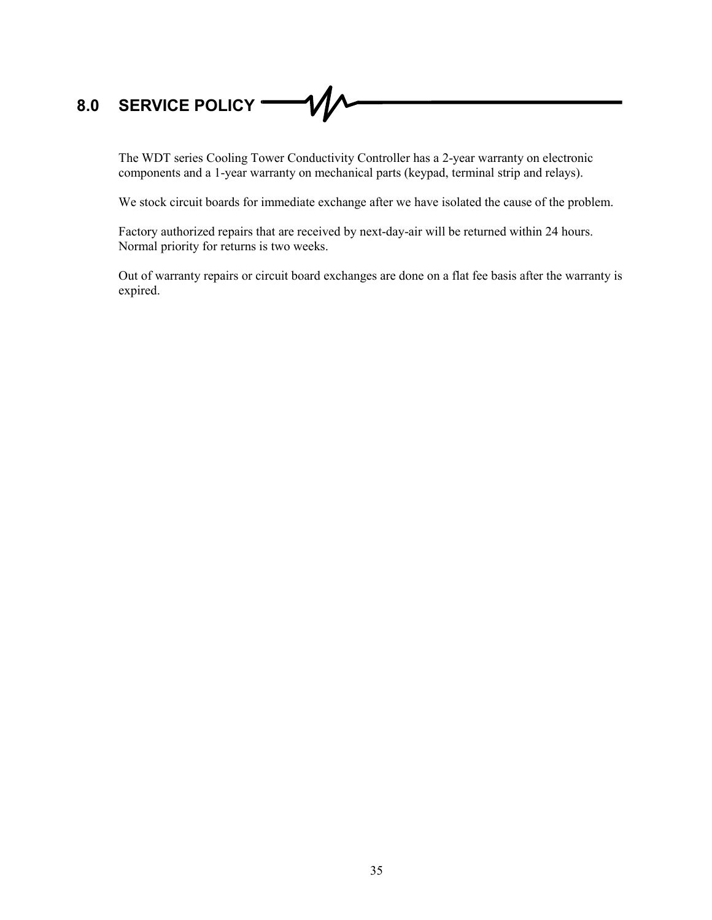# 8.0 SERVICE POLICY

The WDT series Cooling Tower Conductivity Controller has a 2-year warranty on electronic components and a 1-year warranty on mechanical parts (keypad, terminal strip and relays).

We stock circuit boards for immediate exchange after we have isolated the cause of the problem.

Factory authorized repairs that are received by next-day-air will be returned within 24 hours. Normal priority for returns is two weeks.

Out of warranty repairs or circuit board exchanges are done on a flat fee basis after the warranty is expired.